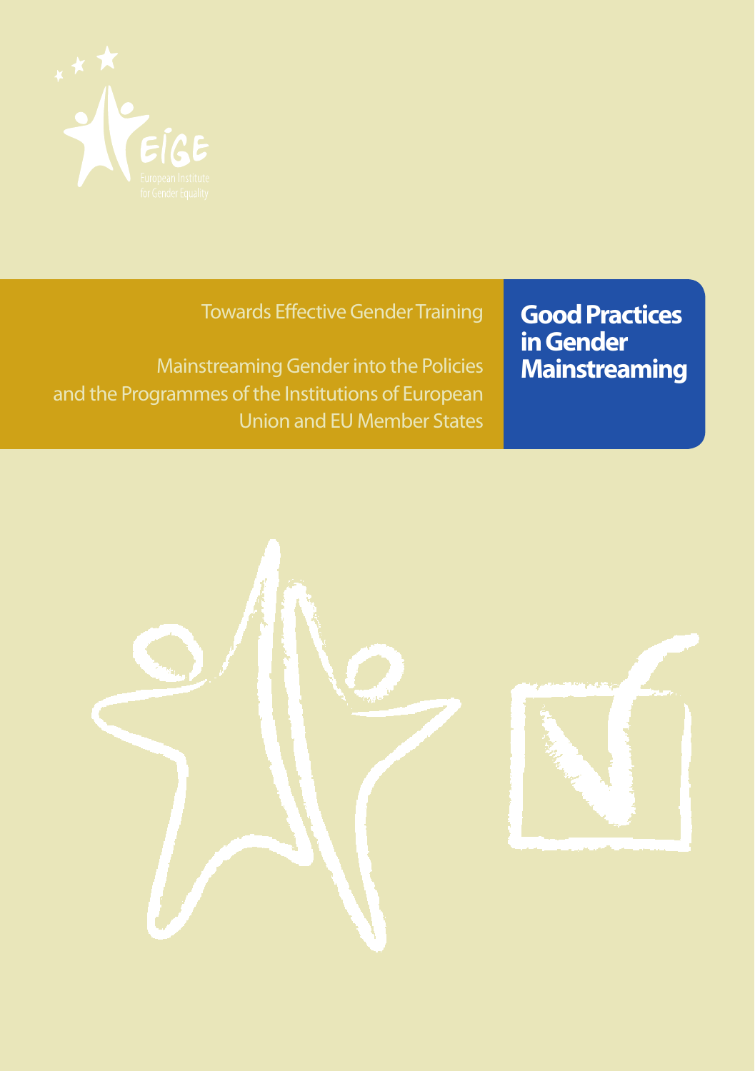EIGE

European Institute for Gender Equality

Towards Effective Gender Training

Mainstreaming Gender into the Policies and the Programmes of the Institutions of European Union and EU Member States

# Good Practices in Gender Mainstreaming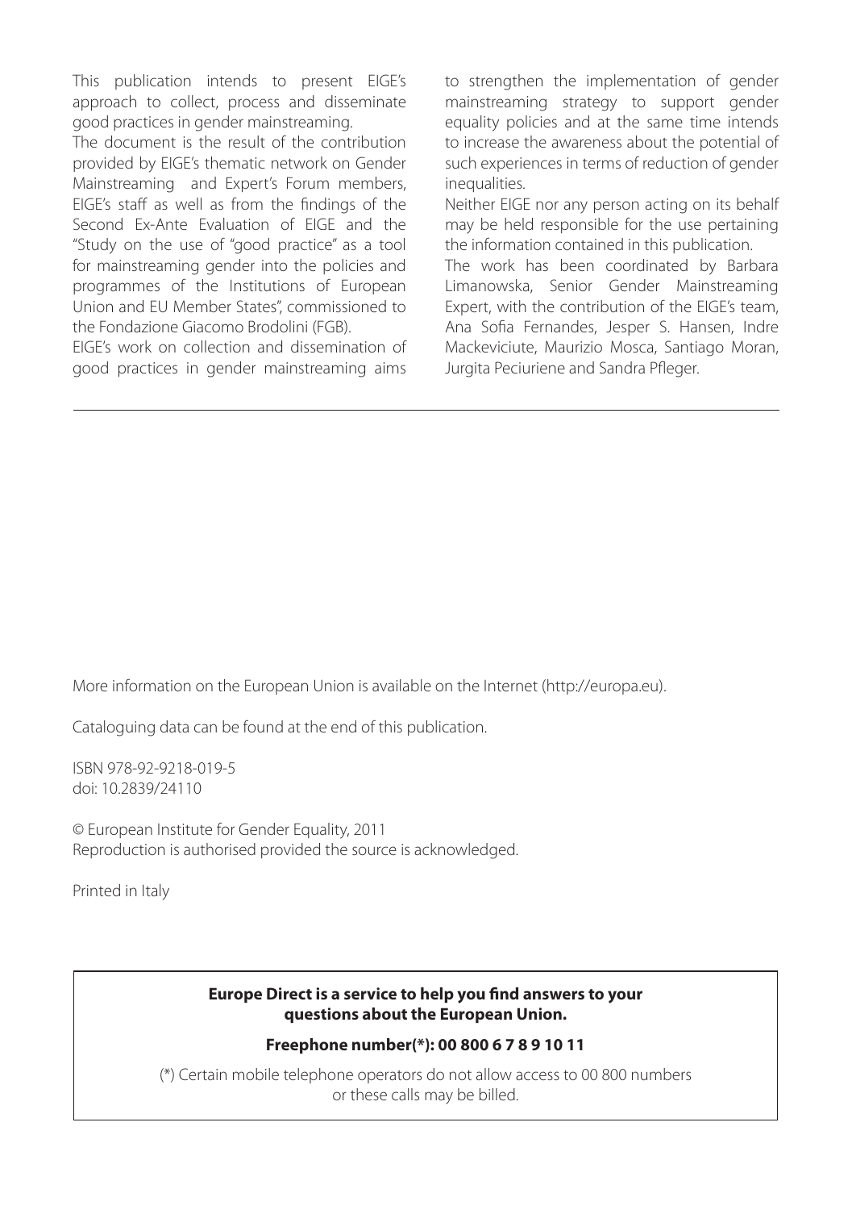This publication intends to present EIGE's approach to collect, process and disseminate good practices in gender mainstreaming.

The document is the result of the contribution provided by EIGE's thematic network on Gender Mainstreaming and Expert's Forum members, EIGE's staff as well as from the findings of the Second Ex-Ante Evaluation of EIGE and the "Study on the use of "good practice" as a tool for mainstreaming gender into the policies and programmes of the Institutions of European Union and EU Member States", commissioned to the Fondazione Giacomo Brodolini (FGB).

EIGE's work on collection and dissemination of good practices in gender mainstreaming aims to strengthen the implementation of gender mainstreaming strategy to support gender equality policies and at the same time intends to increase the awareness about the potential of such experiences in terms of reduction of gender inequalities.

Neither EIGE nor any person acting on its behalf may be held responsible for the use pertaining the information contained in this publication.

The work has been coordinated by Barbara Limanowska, Senior Gender Mainstreaming Expert, with the contribution of the EIGE's team, Ana Sofia Fernandes, Jesper S. Hansen, Indre Mackeviciute, Maurizio Mosca, Santiago Moran, Jurgita Peciuriene and Sandra Pfleger.

---

More information on the European Union is available on the Internet (http://europa.eu).

Cataloguing data can be found at the end of this publication.

ISBN 978-92-9218-019-5
doi: 10.2839/24110

© European Institute for Gender Equality, 2011
Reproduction is authorised provided the source is acknowledged.

Printed in Italy

**Europe Direct is a service to help you find answers to your questions about the European Union.**

**Freephone number(\*): 00 800 6 7 8 9 10 11**

(\*) Certain mobile telephone operators do not allow access to 00 800 numbers or these calls may be billed.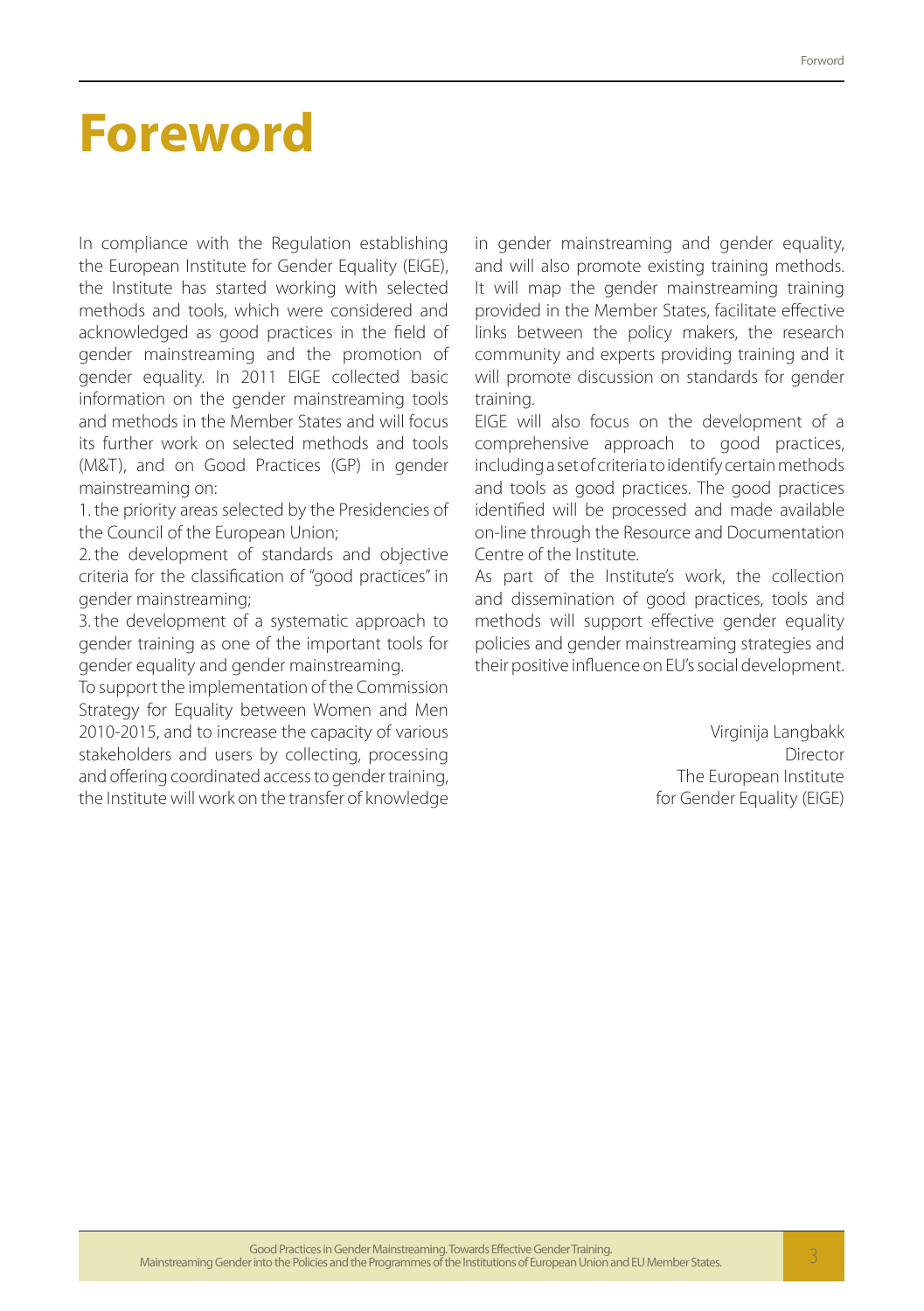# Foreword

In compliance with the Regulation establishing the European Institute for Gender Equality (EIGE), the Institute has started working with selected methods and tools, which were considered and acknowledged as good practices in the field of gender mainstreaming and the promotion of gender equality. In 2011 EIGE collected basic information on the gender mainstreaming tools and methods in the Member States and will focus its further work on selected methods and tools (M&T), and on Good Practices (GP) in gender mainstreaming on:

1. the priority areas selected by the Presidencies of the Council of the European Union;
2. the development of standards and objective criteria for the classification of "good practices" in gender mainstreaming;
3. the development of a systematic approach to gender training as one of the important tools for gender equality and gender mainstreaming.

To support the implementation of the Commission Strategy for Equality between Women and Men 2010-2015, and to increase the capacity of various stakeholders and users by collecting, processing and offering coordinated access to gender training, the Institute will work on the transfer of knowledge in gender mainstreaming and gender equality, and will also promote existing training methods. It will map the gender mainstreaming training provided in the Member States, facilitate effective links between the policy makers, the research community and experts providing training and it will promote discussion on standards for gender training.

EIGE will also focus on the development of a comprehensive approach to good practices, including a set of criteria to identify certain methods and tools as good practices. The good practices identified will be processed and made available on-line through the Resource and Documentation Centre of the Institute.

As part of the Institute's work, the collection and dissemination of good practices, tools and methods will support effective gender equality policies and gender mainstreaming strategies and their positive influence on EU's social development.

Virginija Langbakk
Director
The European Institute
for Gender Equality (EIGE)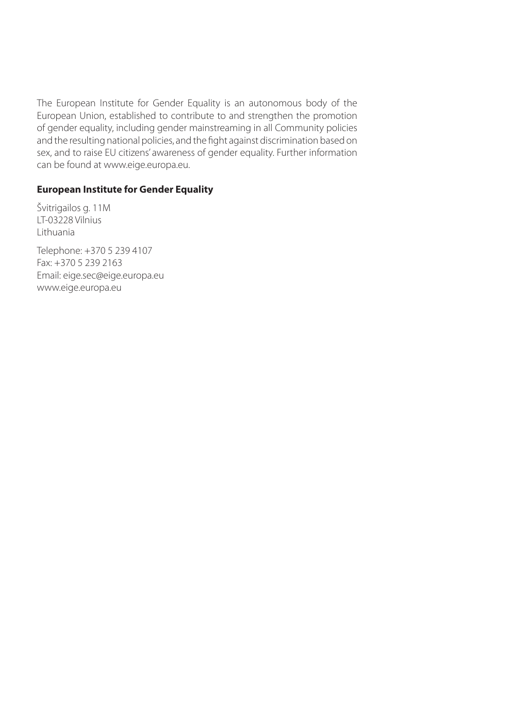The European Institute for Gender Equality is an autonomous body of the European Union, established to contribute to and strengthen the promotion of gender equality, including gender mainstreaming in all Community policies and the resulting national policies, and the fight against discrimination based on sex, and to raise EU citizens' awareness of gender equality. Further information can be found at www.eige.europa.eu.

**European Institute for Gender Equality**

Švitrigailos g. 11M
LT-03228 Vilnius
Lithuania

Telephone: +370 5 239 4107
Fax: +370 5 239 2163
Email: eige.sec@eige.europa.eu
www.eige.europa.eu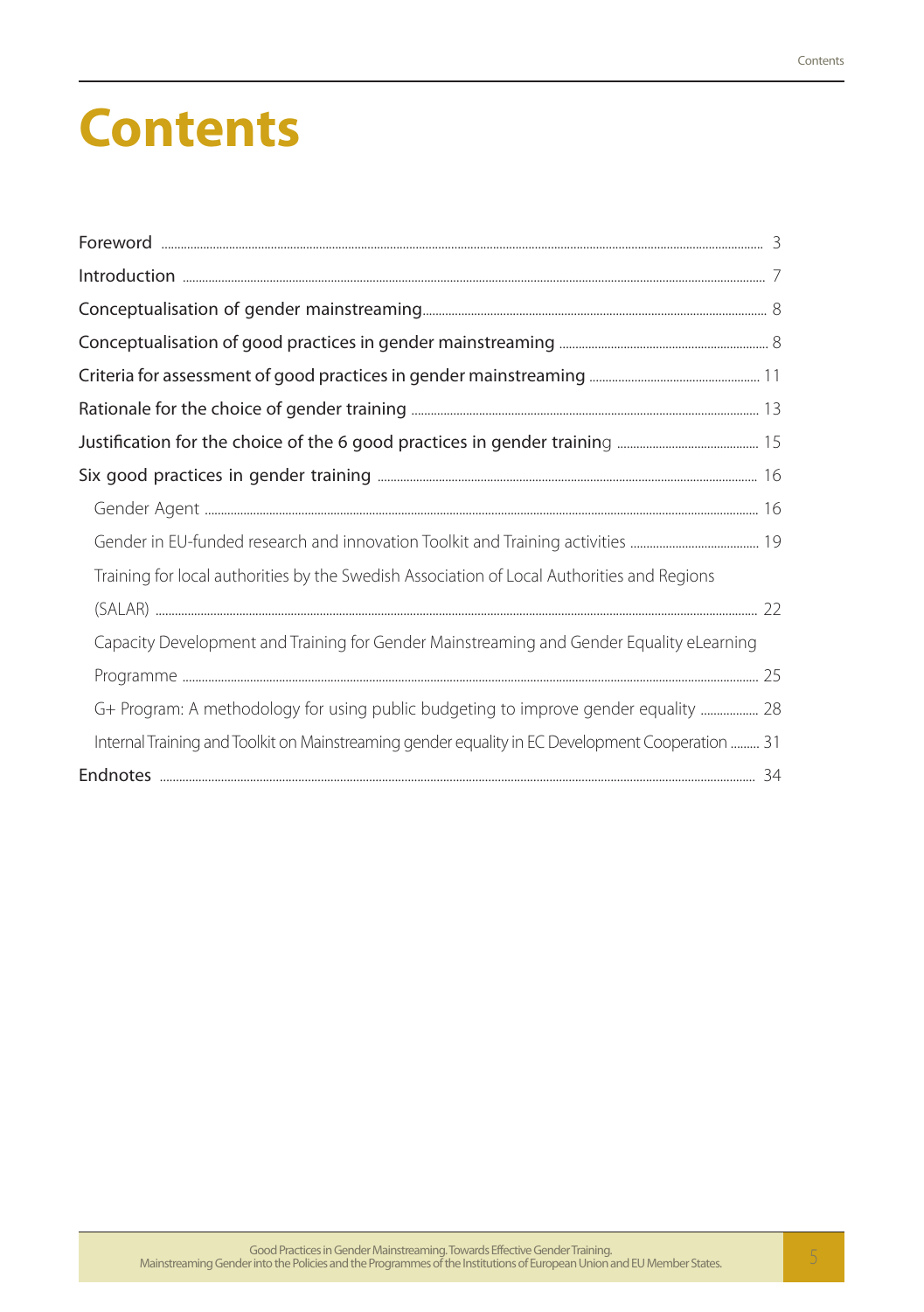# Contents

- Foreword ... 3
- Introduction ... 7
- Conceptualisation of gender mainstreaming ... 8
- Conceptualisation of good practices in gender mainstreaming ... 8
- Criteria for assessment of good practices in gender mainstreaming ... 11
- Rationale for the choice of gender training ... 13
- Justification for the choice of the 6 good practices in gender training ... 15
- Six good practices in gender training ... 16
  - Gender Agent ... 16
  - Gender in EU-funded research and innovation Toolkit and Training activities ... 19
  - Training for local authorities by the Swedish Association of Local Authorities and Regions (SALAR) ... 22
  - Capacity Development and Training for Gender Mainstreaming and Gender Equality eLearning Programme ... 25
  - G+ Program: A methodology for using public budgeting to improve gender equality ... 28
  - Internal Training and Toolkit on Mainstreaming gender equality in EC Development Cooperation ... 31
- Endnotes ... 34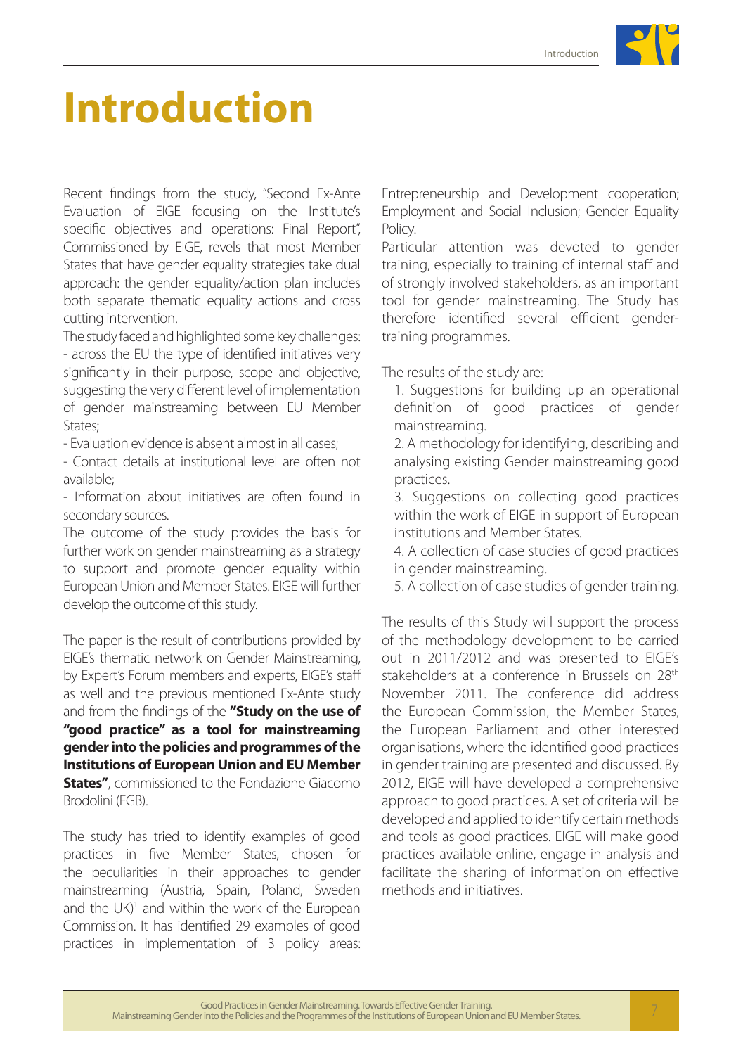# Introduction

Recent findings from the study, "Second Ex-Ante Evaluation of EIGE focusing on the Institute's specific objectives and operations: Final Report", Commissioned by EIGE, revels that most Member States that have gender equality strategies take dual approach: the gender equality/action plan includes both separate thematic equality actions and cross cutting intervention.

The study faced and highlighted some key challenges:

- across the EU the type of identified initiatives very significantly in their purpose, scope and objective, suggesting the very different level of implementation of gender mainstreaming between EU Member States;

- Evaluation evidence is absent almost in all cases;

- Contact details at institutional level are often not available;

- Information about initiatives are often found in secondary sources.

The outcome of the study provides the basis for further work on gender mainstreaming as a strategy to support and promote gender equality within European Union and Member States. EIGE will further develop the outcome of this study.

The paper is the result of contributions provided by EIGE's thematic network on Gender Mainstreaming, by Expert's Forum members and experts, EIGE's staff as well and the previous mentioned Ex-Ante study and from the findings of the **"Study on the use of "good practice" as a tool for mainstreaming gender into the policies and programmes of the Institutions of European Union and EU Member States"**, commissioned to the Fondazione Giacomo Brodolini (FGB).

The study has tried to identify examples of good practices in five Member States, chosen for the peculiarities in their approaches to gender mainstreaming (Austria, Spain, Poland, Sweden and the UK)[1] and within the work of the European Commission. It has identified 29 examples of good practices in implementation of 3 policy areas: Entrepreneurship and Development cooperation; Employment and Social Inclusion; Gender Equality Policy.

Particular attention was devoted to gender training, especially to training of internal staff and of strongly involved stakeholders, as an important tool for gender mainstreaming. The Study has therefore identified several efficient gender-training programmes.

The results of the study are:

1. Suggestions for building up an operational definition of good practices of gender mainstreaming.
2. A methodology for identifying, describing and analysing existing Gender mainstreaming good practices.
3. Suggestions on collecting good practices within the work of EIGE in support of European institutions and Member States.
4. A collection of case studies of good practices in gender mainstreaming.
5. A collection of case studies of gender training.

The results of this Study will support the process of the methodology development to be carried out in 2011/2012 and was presented to EIGE's stakeholders at a conference in Brussels on 28th November 2011. The conference did address the European Commission, the Member States, the European Parliament and other interested organisations, where the identified good practices in gender training are presented and discussed. By 2012, EIGE will have developed a comprehensive approach to good practices. A set of criteria will be developed and applied to identify certain methods and tools as good practices. EIGE will make good practices available online, engage in analysis and facilitate the sharing of information on effective methods and initiatives.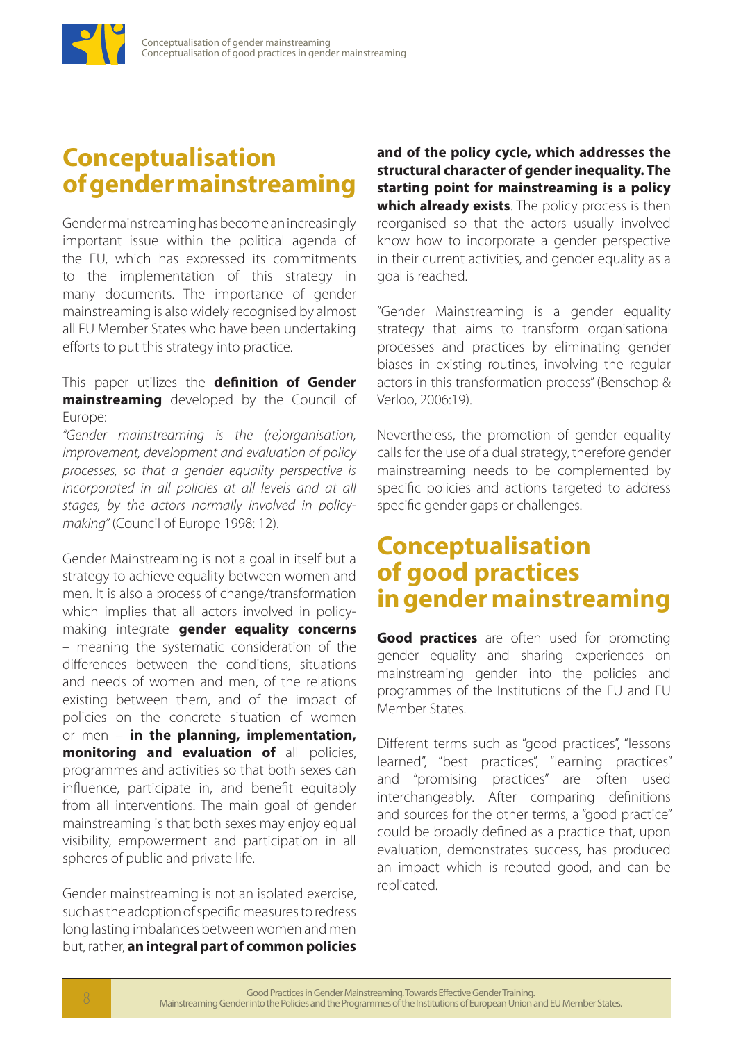# Conceptualisation of gender mainstreaming

Gender mainstreaming has become an increasingly important issue within the political agenda of the EU, which has expressed its commitments to the implementation of this strategy in many documents. The importance of gender mainstreaming is also widely recognised by almost all EU Member States who have been undertaking efforts to put this strategy into practice.

This paper utilizes the **definition of Gender mainstreaming** developed by the Council of Europe:

*"Gender mainstreaming is the (re)organisation, improvement, development and evaluation of policy processes, so that a gender equality perspective is incorporated in all policies at all levels and at all stages, by the actors normally involved in policy-making"* (Council of Europe 1998: 12).

Gender Mainstreaming is not a goal in itself but a strategy to achieve equality between women and men. It is also a process of change/transformation which implies that all actors involved in policy-making integrate **gender equality concerns** – meaning the systematic consideration of the differences between the conditions, situations and needs of women and men, of the relations existing between them, and of the impact of policies on the concrete situation of women or men – **in the planning, implementation, monitoring and evaluation of** all policies, programmes and activities so that both sexes can influence, participate in, and benefit equitably from all interventions. The main goal of gender mainstreaming is that both sexes may enjoy equal visibility, empowerment and participation in all spheres of public and private life.

Gender mainstreaming is not an isolated exercise, such as the adoption of specific measures to redress long lasting imbalances between women and men but, rather, **an integral part of common policies and of the policy cycle, which addresses the structural character of gender inequality. The starting point for mainstreaming is a policy which already exists**. The policy process is then reorganised so that the actors usually involved know how to incorporate a gender perspective in their current activities, and gender equality as a goal is reached.

"Gender Mainstreaming is a gender equality strategy that aims to transform organisational processes and practices by eliminating gender biases in existing routines, involving the regular actors in this transformation process" (Benschop & Verloo, 2006:19).

Nevertheless, the promotion of gender equality calls for the use of a dual strategy, therefore gender mainstreaming needs to be complemented by specific policies and actions targeted to address specific gender gaps or challenges.

# Conceptualisation of good practices in gender mainstreaming

**Good practices** are often used for promoting gender equality and sharing experiences on mainstreaming gender into the policies and programmes of the Institutions of the EU and EU Member States.

Different terms such as "good practices", "lessons learned", "best practices", "learning practices" and "promising practices" are often used interchangeably. After comparing definitions and sources for the other terms, a "good practice" could be broadly defined as a practice that, upon evaluation, demonstrates success, has produced an impact which is reputed good, and can be replicated.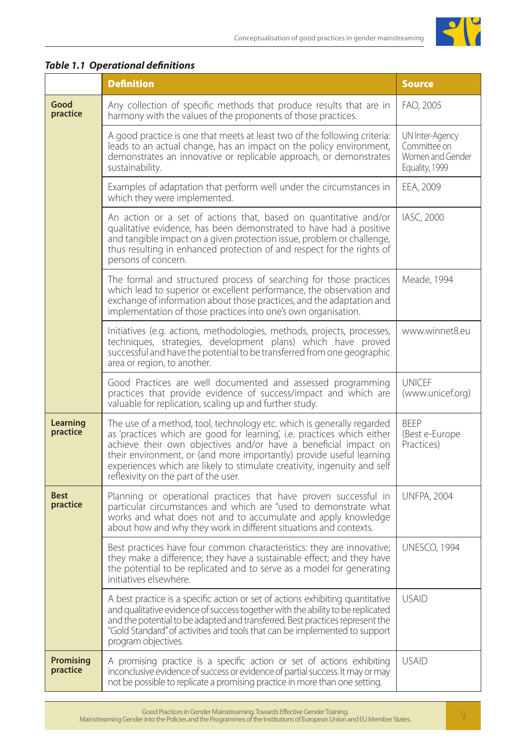***Table 1.1 Operational definitions***

| | Definition | Source |
|---|---|---|
| **Good practice** | Any collection of specific methods that produce results that are in harmony with the values of the proponents of those practices. | FAO, 2005 |
| | A good practice is one that meets at least two of the following criteria: leads to an actual change, has an impact on the policy environment, demonstrates an innovative or replicable approach, or demonstrates sustainability. | UN Inter-Agency Committee on Women and Gender Equality, 1999 |
| | Examples of adaptation that perform well under the circumstances in which they were implemented. | EEA, 2009 |
| | An action or a set of actions that, based on quantitative and/or qualitative evidence, has been demonstrated to have had a positive and tangible impact on a given protection issue, problem or challenge, thus resulting in enhanced protection of and respect for the rights of persons of concern. | IASC, 2000 |
| | The formal and structured process of searching for those practices which lead to superior or excellent performance, the observation and exchange of information about those practices, and the adaptation and implementation of those practices into one's own organisation. | Meade, 1994 |
| | Initiatives (e.g. actions, methodologies, methods, projects, processes, techniques, strategies, development plans) which have proved successful and have the potential to be transferred from one geographic area or region, to another. | www.winnet8.eu |
| | Good Practices are well documented and assessed programming practices that provide evidence of success/impact and which are valuable for replication, scaling up and further study. | UNICEF (www.unicef.org) |
| **Learning practice** | The use of a method, tool, technology etc. which is generally regarded as 'practices which are good for learning', i.e. practices which either achieve their own objectives and/or have a beneficial impact on their environment, or (and more importantly) provide useful learning experiences which are likely to stimulate creativity, ingenuity and self reflexivity on the part of the user. | BEEP (Best e-Europe Practices) |
| **Best practice** | Planning or operational practices that have proven successful in particular circumstances and which are "used to demonstrate what works and what does not and to accumulate and apply knowledge about how and why they work in different situations and contexts. | UNFPA, 2004 |
| | Best practices have four common characteristics: they are innovative; they make a difference; they have a sustainable effect; and they have the potential to be replicated and to serve as a model for generating initiatives elsewhere. | UNESCO, 1994 |
| | A best practice is a specific action or set of actions exhibiting quantitative and qualitative evidence of success together with the ability to be replicated and the potential to be adapted and transferred. Best practices represent the "Gold Standard" of activities and tools that can be implemented to support program objectives. | USAID |
| **Promising practice** | A promising practice is a specific action or set of actions exhibiting inconclusive evidence of success or evidence of partial success. It may or may not be possible to replicate a promising practice in more than one setting. | USAID |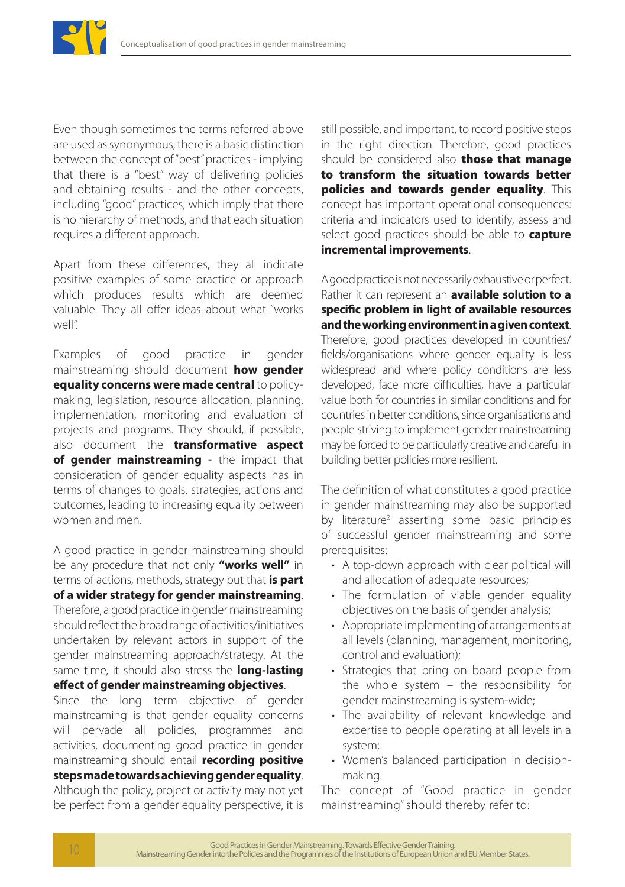Even though sometimes the terms referred above are used as synonymous, there is a basic distinction between the concept of "best" practices - implying that there is a "best" way of delivering policies and obtaining results - and the other concepts, including "good" practices, which imply that there is no hierarchy of methods, and that each situation requires a different approach.

Apart from these differences, they all indicate positive examples of some practice or approach which produces results which are deemed valuable. They all offer ideas about what "works well".

Examples of good practice in gender mainstreaming should document **how gender equality concerns were made central** to policy-making, legislation, resource allocation, planning, implementation, monitoring and evaluation of projects and programs. They should, if possible, also document the **transformative aspect of gender mainstreaming** - the impact that consideration of gender equality aspects has in terms of changes to goals, strategies, actions and outcomes, leading to increasing equality between women and men.

A good practice in gender mainstreaming should be any procedure that not only **"works well"** in terms of actions, methods, strategy but that **is part of a wider strategy for gender mainstreaming**. Therefore, a good practice in gender mainstreaming should reflect the broad range of activities/initiatives undertaken by relevant actors in support of the gender mainstreaming approach/strategy. At the same time, it should also stress the **long-lasting effect of gender mainstreaming objectives**.

Since the long term objective of gender mainstreaming is that gender equality concerns will pervade all policies, programmes and activities, documenting good practice in gender mainstreaming should entail **recording positive steps made towards achieving gender equality**. Although the policy, project or activity may not yet be perfect from a gender equality perspective, it is still possible, and important, to record positive steps in the right direction. Therefore, good practices should be considered also **those that manage to transform the situation towards better policies and towards gender equality**. This concept has important operational consequences: criteria and indicators used to identify, assess and select good practices should be able to **capture incremental improvements**.

A good practice is not necessarily exhaustive or perfect. Rather it can represent an **available solution to a specific problem in light of available resources and the working environment in a given context**. Therefore, good practices developed in countries/fields/organisations where gender equality is less widespread and where policy conditions are less developed, face more difficulties, have a particular value both for countries in similar conditions and for countries in better conditions, since organisations and people striving to implement gender mainstreaming may be forced to be particularly creative and careful in building better policies more resilient.

The definition of what constitutes a good practice in gender mainstreaming may also be supported by literature[2] asserting some basic principles of successful gender mainstreaming and some prerequisites:

- A top-down approach with clear political will and allocation of adequate resources;
- The formulation of viable gender equality objectives on the basis of gender analysis;
- Appropriate implementing of arrangements at all levels (planning, management, monitoring, control and evaluation);
- Strategies that bring on board people from the whole system – the responsibility for gender mainstreaming is system-wide;
- The availability of relevant knowledge and expertise to people operating at all levels in a system;
- Women's balanced participation in decision-making.

The concept of "Good practice in gender mainstreaming" should thereby refer to: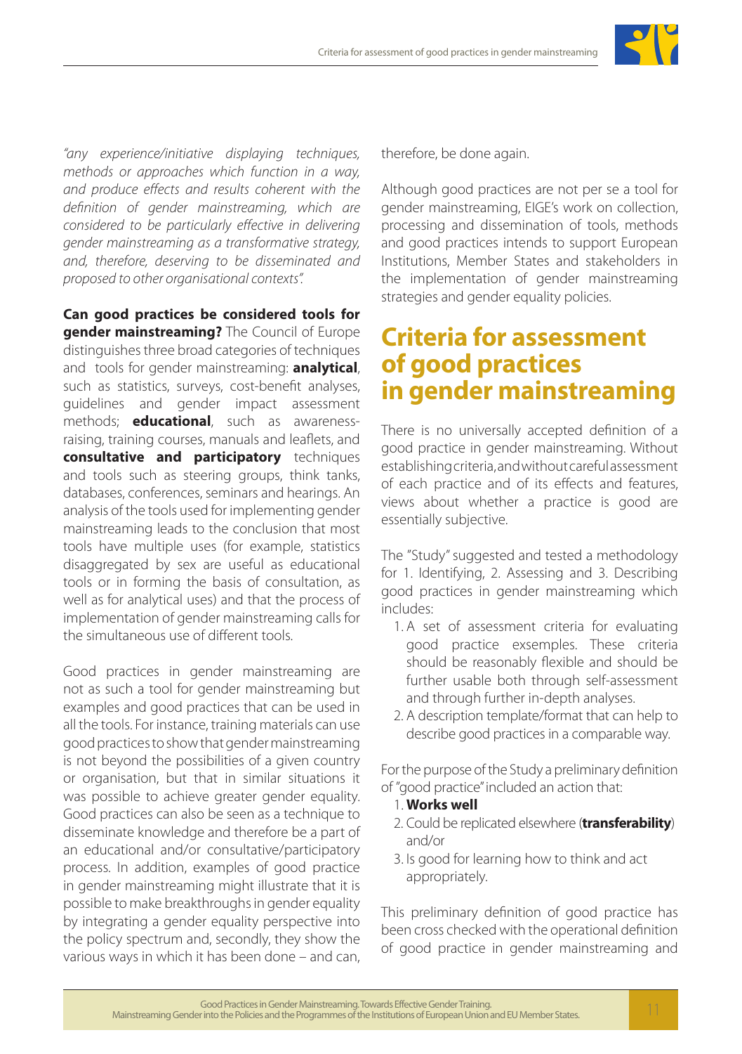*"any experience/initiative displaying techniques, methods or approaches which function in a way, and produce effects and results coherent with the definition of gender mainstreaming, which are considered to be particularly effective in delivering gender mainstreaming as a transformative strategy, and, therefore, deserving to be disseminated and proposed to other organisational contexts".*

**Can good practices be considered tools for gender mainstreaming?** The Council of Europe distinguishes three broad categories of techniques and tools for gender mainstreaming: **analytical**, such as statistics, surveys, cost-benefit analyses, guidelines and gender impact assessment methods; **educational**, such as awareness-raising, training courses, manuals and leaflets, and **consultative and participatory** techniques and tools such as steering groups, think tanks, databases, conferences, seminars and hearings. An analysis of the tools used for implementing gender mainstreaming leads to the conclusion that most tools have multiple uses (for example, statistics disaggregated by sex are useful as educational tools or in forming the basis of consultation, as well as for analytical uses) and that the process of implementation of gender mainstreaming calls for the simultaneous use of different tools.

Good practices in gender mainstreaming are not as such a tool for gender mainstreaming but examples and good practices that can be used in all the tools. For instance, training materials can use good practices to show that gender mainstreaming is not beyond the possibilities of a given country or organisation, but that in similar situations it was possible to achieve greater gender equality. Good practices can also be seen as a technique to disseminate knowledge and therefore be a part of an educational and/or consultative/participatory process. In addition, examples of good practice in gender mainstreaming might illustrate that it is possible to make breakthroughs in gender equality by integrating a gender equality perspective into the policy spectrum and, secondly, they show the various ways in which it has been done – and can, therefore, be done again.

Although good practices are not per se a tool for gender mainstreaming, EIGE's work on collection, processing and dissemination of tools, methods and good practices intends to support European Institutions, Member States and stakeholders in the implementation of gender mainstreaming strategies and gender equality policies.

# Criteria for assessment of good practices in gender mainstreaming

There is no universally accepted definition of a good practice in gender mainstreaming. Without establishing criteria, and without careful assessment of each practice and of its effects and features, views about whether a practice is good are essentially subjective.

The "Study" suggested and tested a methodology for 1. Identifying, 2. Assessing and 3. Describing good practices in gender mainstreaming which includes:

1. A set of assessment criteria for evaluating good practice exsemples. These criteria should be reasonably flexible and should be further usable both through self-assessment and through further in-depth analyses.
2. A description template/format that can help to describe good practices in a comparable way.

For the purpose of the Study a preliminary definition of "good practice" included an action that:

1. **Works well**
2. Could be replicated elsewhere (**transferability**) and/or
3. Is good for learning how to think and act appropriately.

This preliminary definition of good practice has been cross checked with the operational definition of good practice in gender mainstreaming and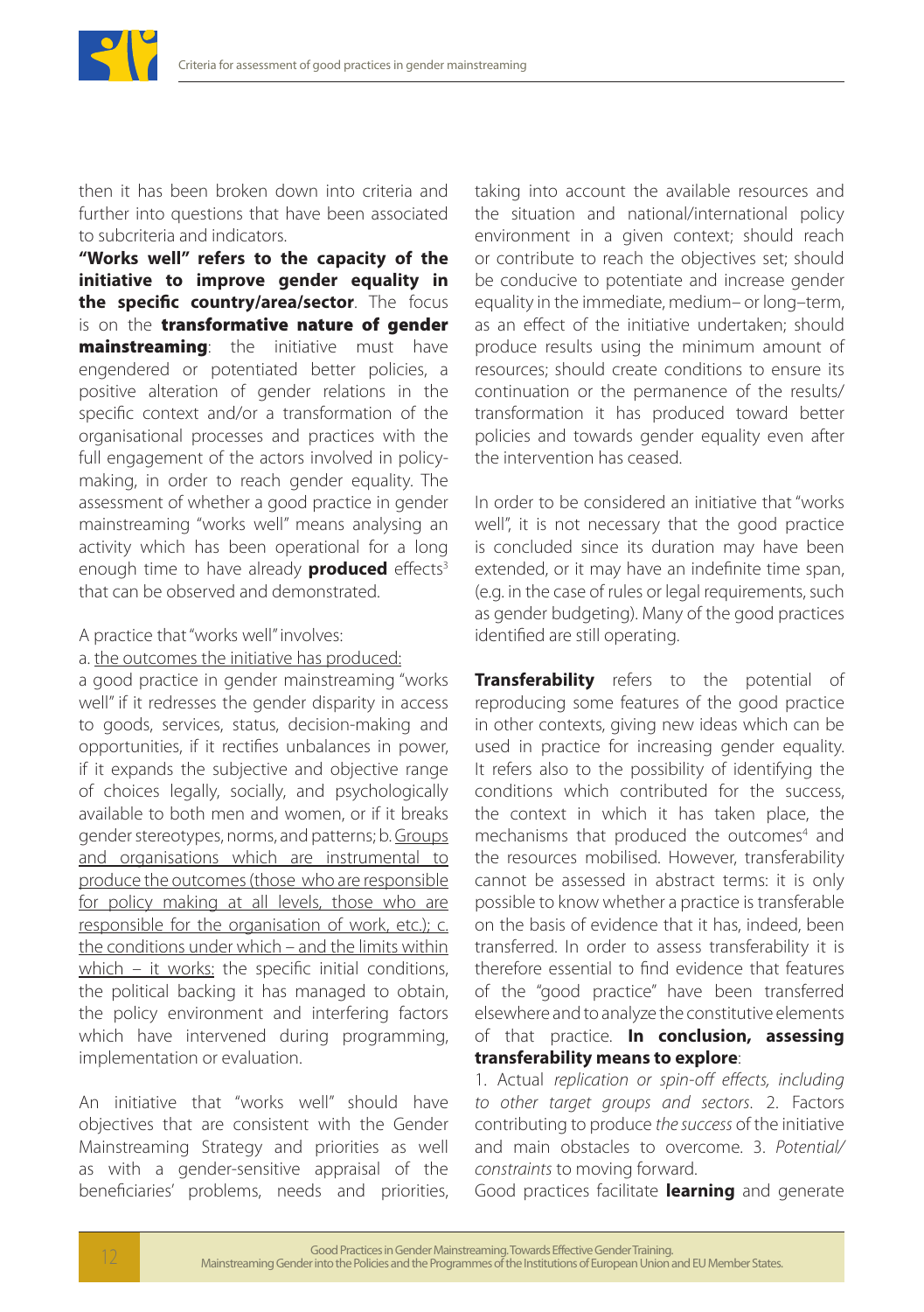then it has been broken down into criteria and further into questions that have been associated to subcriteria and indicators.

**"Works well" refers to the capacity of the initiative to improve gender equality in the specific country/area/sector**. The focus is on the **transformative nature of gender mainstreaming**: the initiative must have engendered or potentiated better policies, a positive alteration of gender relations in the specific context and/or a transformation of the organisational processes and practices with the full engagement of the actors involved in policy-making, in order to reach gender equality. The assessment of whether a good practice in gender mainstreaming "works well" means analysing an activity which has been operational for a long enough time to have already **produced** effects[3] that can be observed and demonstrated.

A practice that "works well" involves:

a. the outcomes the initiative has produced: a good practice in gender mainstreaming "works well" if it redresses the gender disparity in access to goods, services, status, decision-making and opportunities, if it rectifies unbalances in power, if it expands the subjective and objective range of choices legally, socially, and psychologically available to both men and women, or if it breaks gender stereotypes, norms, and patterns; b. Groups and organisations which are instrumental to produce the outcomes (those who are responsible for policy making at all levels, those who are responsible for the organisation of work, etc.); c. the conditions under which – and the limits within which – it works: the specific initial conditions, the political backing it has managed to obtain, the policy environment and interfering factors which have intervened during programming, implementation or evaluation.

An initiative that "works well" should have objectives that are consistent with the Gender Mainstreaming Strategy and priorities as well as with a gender-sensitive appraisal of the beneficiaries' problems, needs and priorities, taking into account the available resources and the situation and national/international policy environment in a given context; should reach or contribute to reach the objectives set; should be conducive to potentiate and increase gender equality in the immediate, medium– or long–term, as an effect of the initiative undertaken; should produce results using the minimum amount of resources; should create conditions to ensure its continuation or the permanence of the results/ transformation it has produced toward better policies and towards gender equality even after the intervention has ceased.

In order to be considered an initiative that "works well", it is not necessary that the good practice is concluded since its duration may have been extended, or it may have an indefinite time span, (e.g. in the case of rules or legal requirements, such as gender budgeting). Many of the good practices identified are still operating.

**Transferability** refers to the potential of reproducing some features of the good practice in other contexts, giving new ideas which can be used in practice for increasing gender equality. It refers also to the possibility of identifying the conditions which contributed for the success, the context in which it has taken place, the mechanisms that produced the outcomes[4] and the resources mobilised. However, transferability cannot be assessed in abstract terms: it is only possible to know whether a practice is transferable on the basis of evidence that it has, indeed, been transferred. In order to assess transferability it is therefore essential to find evidence that features of the "good practice" have been transferred elsewhere and to analyze the constitutive elements of that practice. **In conclusion, assessing transferability means to explore**:

1. Actual *replication or spin-off effects, including to other target groups and sectors*. 2. Factors contributing to produce *the success* of the initiative and main obstacles to overcome. 3. *Potential/ constraints* to moving forward.

Good practices facilitate **learning** and generate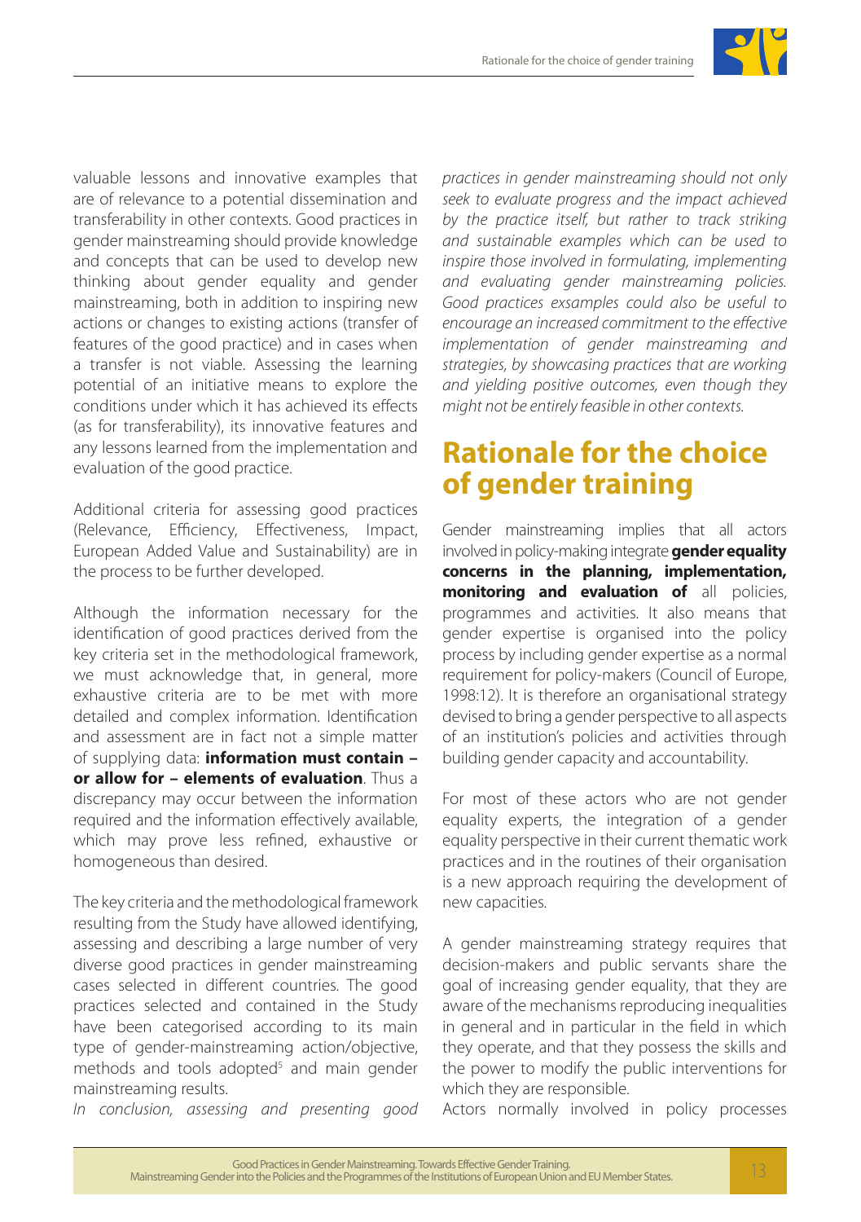valuable lessons and innovative examples that are of relevance to a potential dissemination and transferability in other contexts. Good practices in gender mainstreaming should provide knowledge and concepts that can be used to develop new thinking about gender equality and gender mainstreaming, both in addition to inspiring new actions or changes to existing actions (transfer of features of the good practice) and in cases when a transfer is not viable. Assessing the learning potential of an initiative means to explore the conditions under which it has achieved its effects (as for transferability), its innovative features and any lessons learned from the implementation and evaluation of the good practice.

Additional criteria for assessing good practices (Relevance, Efficiency, Effectiveness, Impact, European Added Value and Sustainability) are in the process to be further developed.

Although the information necessary for the identification of good practices derived from the key criteria set in the methodological framework, we must acknowledge that, in general, more exhaustive criteria are to be met with more detailed and complex information. Identification and assessment are in fact not a simple matter of supplying data: **information must contain – or allow for – elements of evaluation**. Thus a discrepancy may occur between the information required and the information effectively available, which may prove less refined, exhaustive or homogeneous than desired.

The key criteria and the methodological framework resulting from the Study have allowed identifying, assessing and describing a large number of very diverse good practices in gender mainstreaming cases selected in different countries. The good practices selected and contained in the Study have been categorised according to its main type of gender-mainstreaming action/objective, methods and tools adopted[5] and main gender mainstreaming results.

*In conclusion, assessing and presenting good practices in gender mainstreaming should not only seek to evaluate progress and the impact achieved by the practice itself, but rather to track striking and sustainable examples which can be used to inspire those involved in formulating, implementing and evaluating gender mainstreaming policies. Good practices exsamples could also be useful to encourage an increased commitment to the effective implementation of gender mainstreaming and strategies, by showcasing practices that are working and yielding positive outcomes, even though they might not be entirely feasible in other contexts.*

## Rationale for the choice of gender training

Gender mainstreaming implies that all actors involved in policy-making integrate **gender equality concerns in the planning, implementation, monitoring and evaluation of** all policies, programmes and activities. It also means that gender expertise is organised into the policy process by including gender expertise as a normal requirement for policy-makers (Council of Europe, 1998:12). It is therefore an organisational strategy devised to bring a gender perspective to all aspects of an institution's policies and activities through building gender capacity and accountability.

For most of these actors who are not gender equality experts, the integration of a gender equality perspective in their current thematic work practices and in the routines of their organisation is a new approach requiring the development of new capacities.

A gender mainstreaming strategy requires that decision-makers and public servants share the goal of increasing gender equality, that they are aware of the mechanisms reproducing inequalities in general and in particular in the field in which they operate, and that they possess the skills and the power to modify the public interventions for which they are responsible.

Actors normally involved in policy processes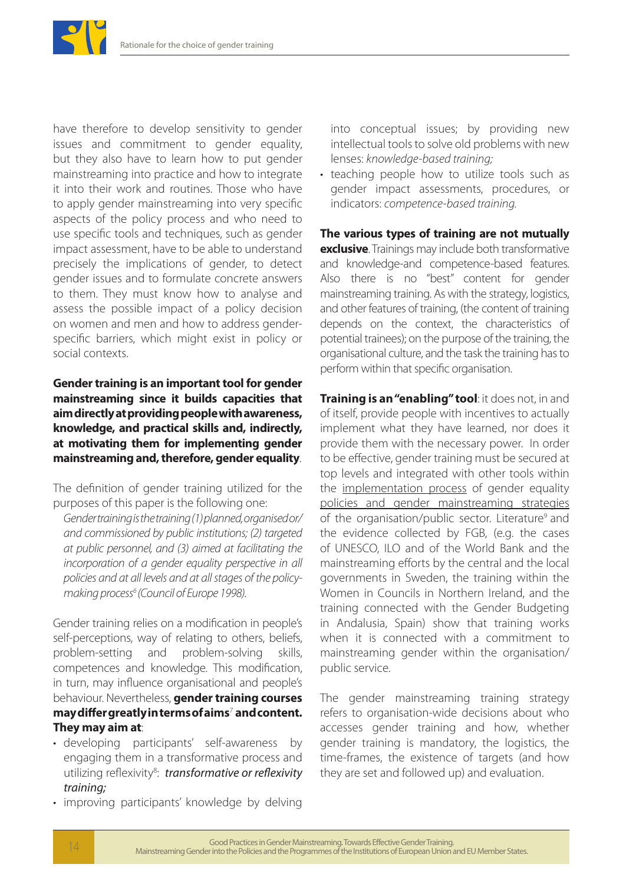have therefore to develop sensitivity to gender issues and commitment to gender equality, but they also have to learn how to put gender mainstreaming into practice and how to integrate it into their work and routines. Those who have to apply gender mainstreaming into very specific aspects of the policy process and who need to use specific tools and techniques, such as gender impact assessment, have to be able to understand precisely the implications of gender, to detect gender issues and to formulate concrete answers to them. They must know how to analyse and assess the possible impact of a policy decision on women and men and how to address gender-specific barriers, which might exist in policy or social contexts.

**Gender training is an important tool for gender mainstreaming since it builds capacities that aim directly at providing people with awareness, knowledge, and practical skills and, indirectly, at motivating them for implementing gender mainstreaming and, therefore, gender equality**.

The definition of gender training utilized for the purposes of this paper is the following one:

*Gender training is the training (1) planned, organised or/and commissioned by public institutions; (2) targeted at public personnel, and (3) aimed at facilitating the incorporation of a gender equality perspective in all policies and at all levels and at all stages of the policy-making process[6] (Council of Europe 1998).*

Gender training relies on a modification in people's self-perceptions, way of relating to others, beliefs, problem-setting and problem-solving skills, competences and knowledge. This modification, in turn, may influence organisational and people's behaviour. Nevertheless, **gender training courses may differ greatly in terms of aims**[7] **and content. They may aim at**:

- developing participants' self-awareness by engaging them in a transformative process and utilizing reflexivity[8]: ***transformative or reflexivity training;***
- improving participants' knowledge by delving into conceptual issues; by providing new intellectual tools to solve old problems with new lenses: *knowledge-based training;*
- teaching people how to utilize tools such as gender impact assessments, procedures, or indicators: *competence-based training.*

**The various types of training are not mutually exclusive**. Trainings may include both transformative and knowledge-and competence-based features. Also there is no "best" content for gender mainstreaming training. As with the strategy, logistics, and other features of training, (the content of training depends on the context, the characteristics of potential trainees); on the purpose of the training, the organisational culture, and the task the training has to perform within that specific organisation.

**Training is an "enabling" tool**: it does not, in and of itself, provide people with incentives to actually implement what they have learned, nor does it provide them with the necessary power. In order to be effective, gender training must be secured at top levels and integrated with other tools within the implementation process of gender equality policies and gender mainstreaming strategies of the organisation/public sector. Literature[9] and the evidence collected by FGB, (e.g. the cases of UNESCO, ILO and of the World Bank and the mainstreaming efforts by the central and the local governments in Sweden, the training within the Women in Councils in Northern Ireland, and the training connected with the Gender Budgeting in Andalusia, Spain) show that training works when it is connected with a commitment to mainstreaming gender within the organisation/ public service.

The gender mainstreaming training strategy refers to organisation-wide decisions about who accesses gender training and how, whether gender training is mandatory, the logistics, the time-frames, the existence of targets (and how they are set and followed up) and evaluation.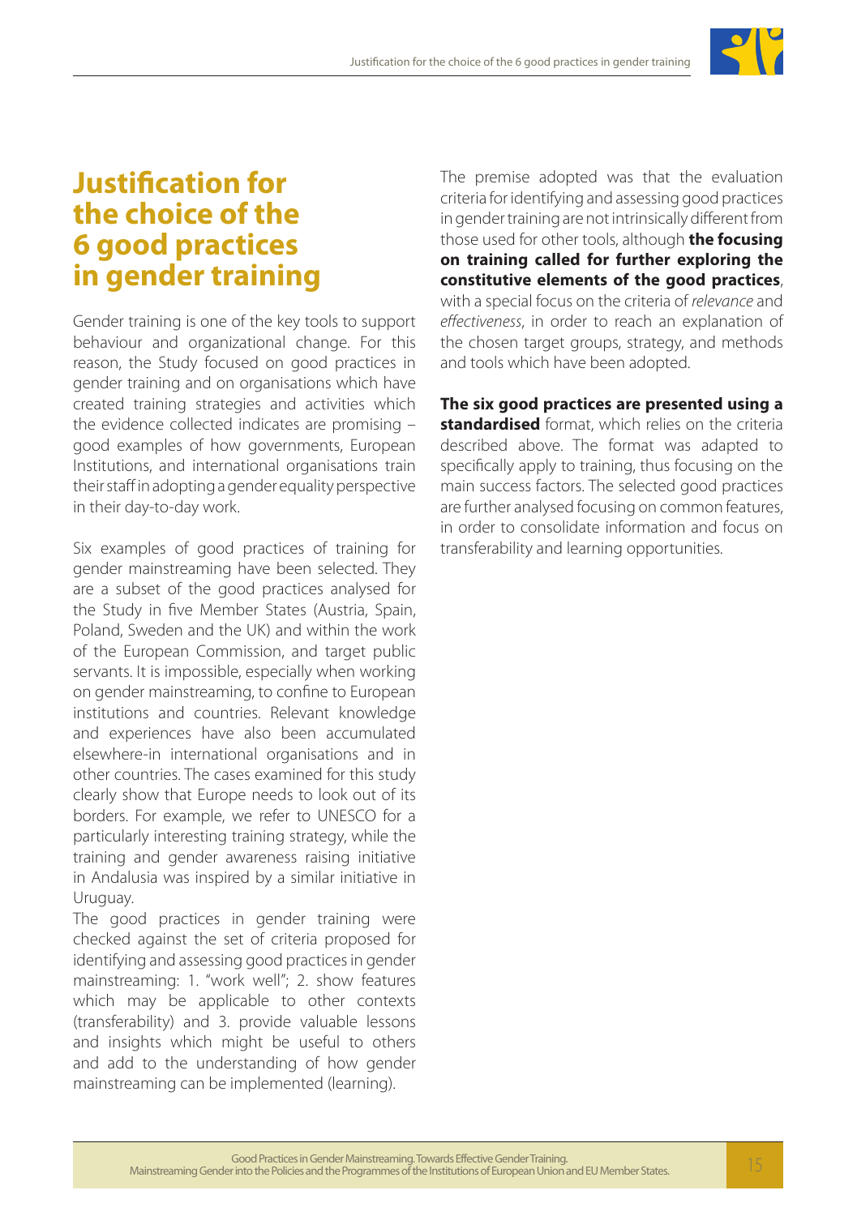# Justification for the choice of the 6 good practices in gender training

Gender training is one of the key tools to support behaviour and organizational change. For this reason, the Study focused on good practices in gender training and on organisations which have created training strategies and activities which the evidence collected indicates are promising – good examples of how governments, European Institutions, and international organisations train their staff in adopting a gender equality perspective in their day-to-day work.

Six examples of good practices of training for gender mainstreaming have been selected. They are a subset of the good practices analysed for the Study in five Member States (Austria, Spain, Poland, Sweden and the UK) and within the work of the European Commission, and target public servants. It is impossible, especially when working on gender mainstreaming, to confine to European institutions and countries. Relevant knowledge and experiences have also been accumulated elsewhere-in international organisations and in other countries. The cases examined for this study clearly show that Europe needs to look out of its borders. For example, we refer to UNESCO for a particularly interesting training strategy, while the training and gender awareness raising initiative in Andalusia was inspired by a similar initiative in Uruguay.

The good practices in gender training were checked against the set of criteria proposed for identifying and assessing good practices in gender mainstreaming: 1. "work well"; 2. show features which may be applicable to other contexts (transferability) and 3. provide valuable lessons and insights which might be useful to others and add to the understanding of how gender mainstreaming can be implemented (learning).

The premise adopted was that the evaluation criteria for identifying and assessing good practices in gender training are not intrinsically different from those used for other tools, although **the focusing on training called for further exploring the constitutive elements of the good practices**, with a special focus on the criteria of *relevance* and *effectiveness*, in order to reach an explanation of the chosen target groups, strategy, and methods and tools which have been adopted.

**The six good practices are presented using a standardised** format, which relies on the criteria described above. The format was adapted to specifically apply to training, thus focusing on the main success factors. The selected good practices are further analysed focusing on common features, in order to consolidate information and focus on transferability and learning opportunities.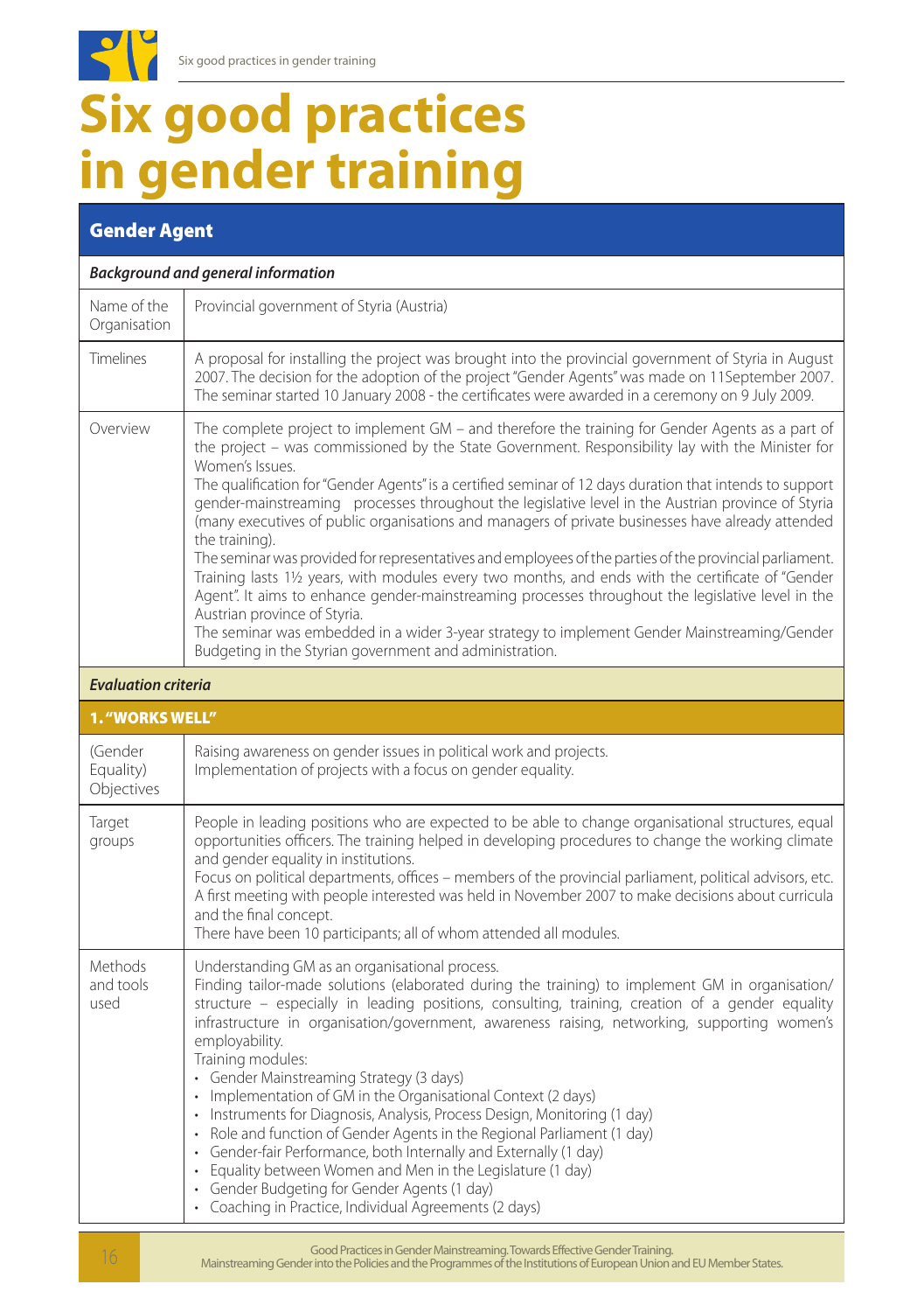# Six good practices in gender training

| **Gender Agent** | |
|---|---|
| ***Background and general information*** | |
| Name of the Organisation | Provincial government of Styria (Austria) |
| Timelines | A proposal for installing the project was brought into the provincial government of Styria in August 2007. The decision for the adoption of the project "Gender Agents" was made on 11September 2007. The seminar started 10 January 2008 - the certificates were awarded in a ceremony on 9 July 2009. |
| Overview | The complete project to implement GM – and therefore the training for Gender Agents as a part of the project – was commissioned by the State Government. Responsibility lay with the Minister for Women's Issues.<br>The qualification for "Gender Agents" is a certified seminar of 12 days duration that intends to support gender-mainstreaming processes throughout the legislative level in the Austrian province of Styria (many executives of public organisations and managers of private businesses have already attended the training).<br>The seminar was provided for representatives and employees of the parties of the provincial parliament. Training lasts 1½ years, with modules every two months, and ends with the certificate of "Gender Agent". It aims to enhance gender-mainstreaming processes throughout the legislative level in the Austrian province of Styria.<br>The seminar was embedded in a wider 3-year strategy to implement Gender Mainstreaming/Gender Budgeting in the Styrian government and administration. |
| ***Evaluation criteria*** | |
| **1. "WORKS WELL"** | |
| (Gender Equality) Objectives | Raising awareness on gender issues in political work and projects.<br>Implementation of projects with a focus on gender equality. |
| Target groups | People in leading positions who are expected to be able to change organisational structures, equal opportunities officers. The training helped in developing procedures to change the working climate and gender equality in institutions.<br>Focus on political departments, offices – members of the provincial parliament, political advisors, etc. A first meeting with people interested was held in November 2007 to make decisions about curricula and the final concept.<br>There have been 10 participants; all of whom attended all modules. |
| Methods and tools used | Understanding GM as an organisational process.<br>Finding tailor-made solutions (elaborated during the training) to implement GM in organisation/structure – especially in leading positions, consulting, training, creation of a gender equality infrastructure in organisation/government, awareness raising, networking, supporting women's employability.<br>Training modules:<br>• Gender Mainstreaming Strategy (3 days)<br>• Implementation of GM in the Organisational Context (2 days)<br>• Instruments for Diagnosis, Analysis, Process Design, Monitoring (1 day)<br>• Role and function of Gender Agents in the Regional Parliament (1 day)<br>• Gender-fair Performance, both Internally and Externally (1 day)<br>• Equality between Women and Men in the Legislature (1 day)<br>• Gender Budgeting for Gender Agents (1 day)<br>• Coaching in Practice, Individual Agreements (2 days) |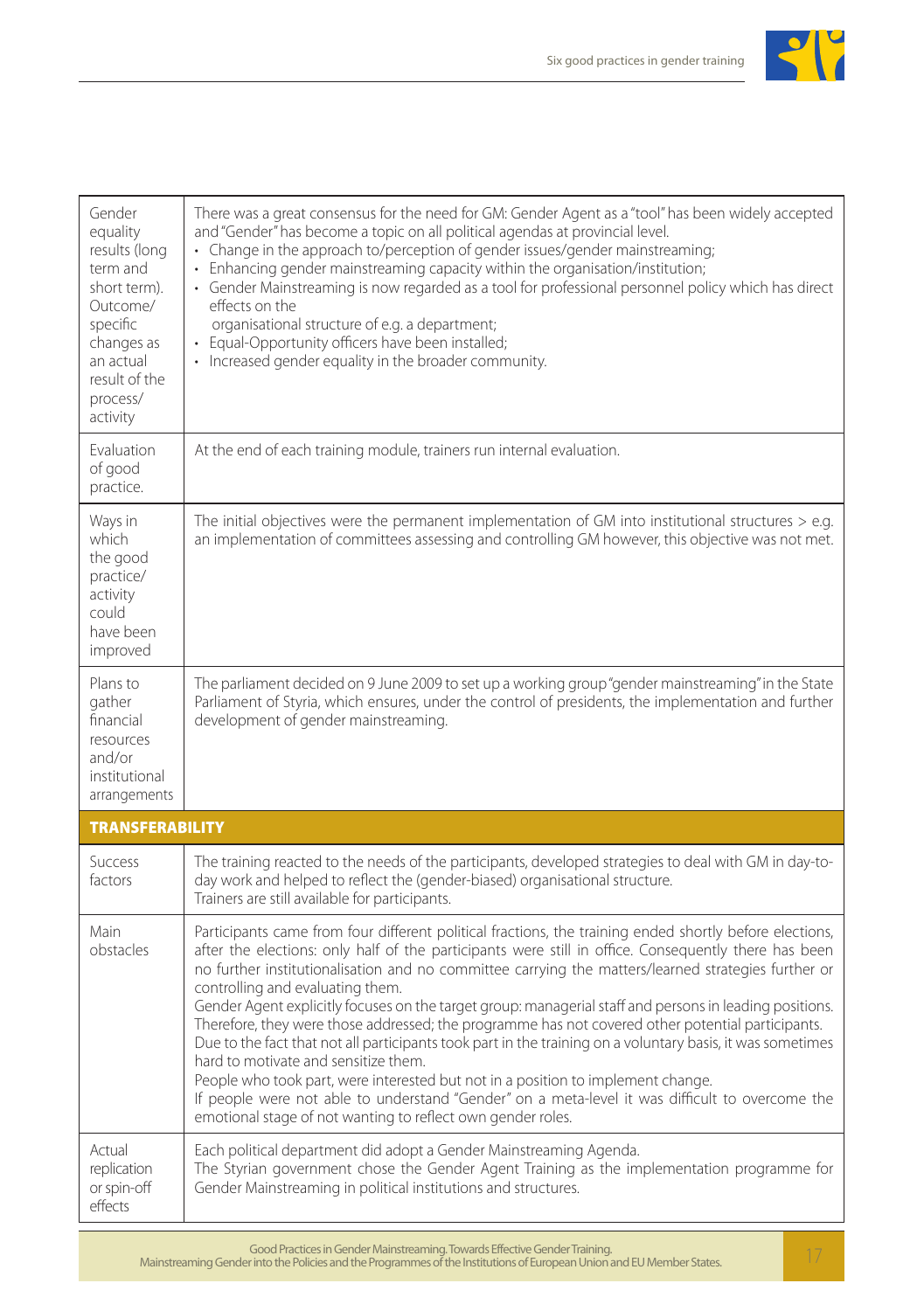| | |
|---|---|
| Gender equality results (long term and short term). Outcome/ specific changes as an actual result of the process/ activity | There was a great consensus for the need for GM: Gender Agent as a "tool" has been widely accepted and "Gender" has become a topic on all political agendas at provincial level.<br>• Change in the approach to/perception of gender issues/gender mainstreaming;<br>• Enhancing gender mainstreaming capacity within the organisation/institution;<br>• Gender Mainstreaming is now regarded as a tool for professional personnel policy which has direct effects on the organisational structure of e.g. a department;<br>• Equal-Opportunity officers have been installed;<br>• Increased gender equality in the broader community. |
| Evaluation of good practice. | At the end of each training module, trainers run internal evaluation. |
| Ways in which the good practice/ activity could have been improved | The initial objectives were the permanent implementation of GM into institutional structures > e.g. an implementation of committees assessing and controlling GM however, this objective was not met. |
| Plans to gather financial resources and/or institutional arrangements | The parliament decided on 9 June 2009 to set up a working group "gender mainstreaming" in the State Parliament of Styria, which ensures, under the control of presidents, the implementation and further development of gender mainstreaming. |
| **TRANSFERABILITY** | |
| Success factors | The training reacted to the needs of the participants, developed strategies to deal with GM in day-to-day work and helped to reflect the (gender-biased) organisational structure.<br>Trainers are still available for participants. |
| Main obstacles | Participants came from four different political fractions, the training ended shortly before elections, after the elections: only half of the participants were still in office. Consequently there has been no further institutionalisation and no committee carrying the matters/learned strategies further or controlling and evaluating them.<br>Gender Agent explicitly focuses on the target group: managerial staff and persons in leading positions. Therefore, they were those addressed; the programme has not covered other potential participants.<br>Due to the fact that not all participants took part in the training on a voluntary basis, it was sometimes hard to motivate and sensitize them.<br>People who took part, were interested but not in a position to implement change.<br>If people were not able to understand "Gender" on a meta-level it was difficult to overcome the emotional stage of not wanting to reflect own gender roles. |
| Actual replication or spin-off effects | Each political department did adopt a Gender Mainstreaming Agenda.<br>The Styrian government chose the Gender Agent Training as the implementation programme for Gender Mainstreaming in political institutions and structures. |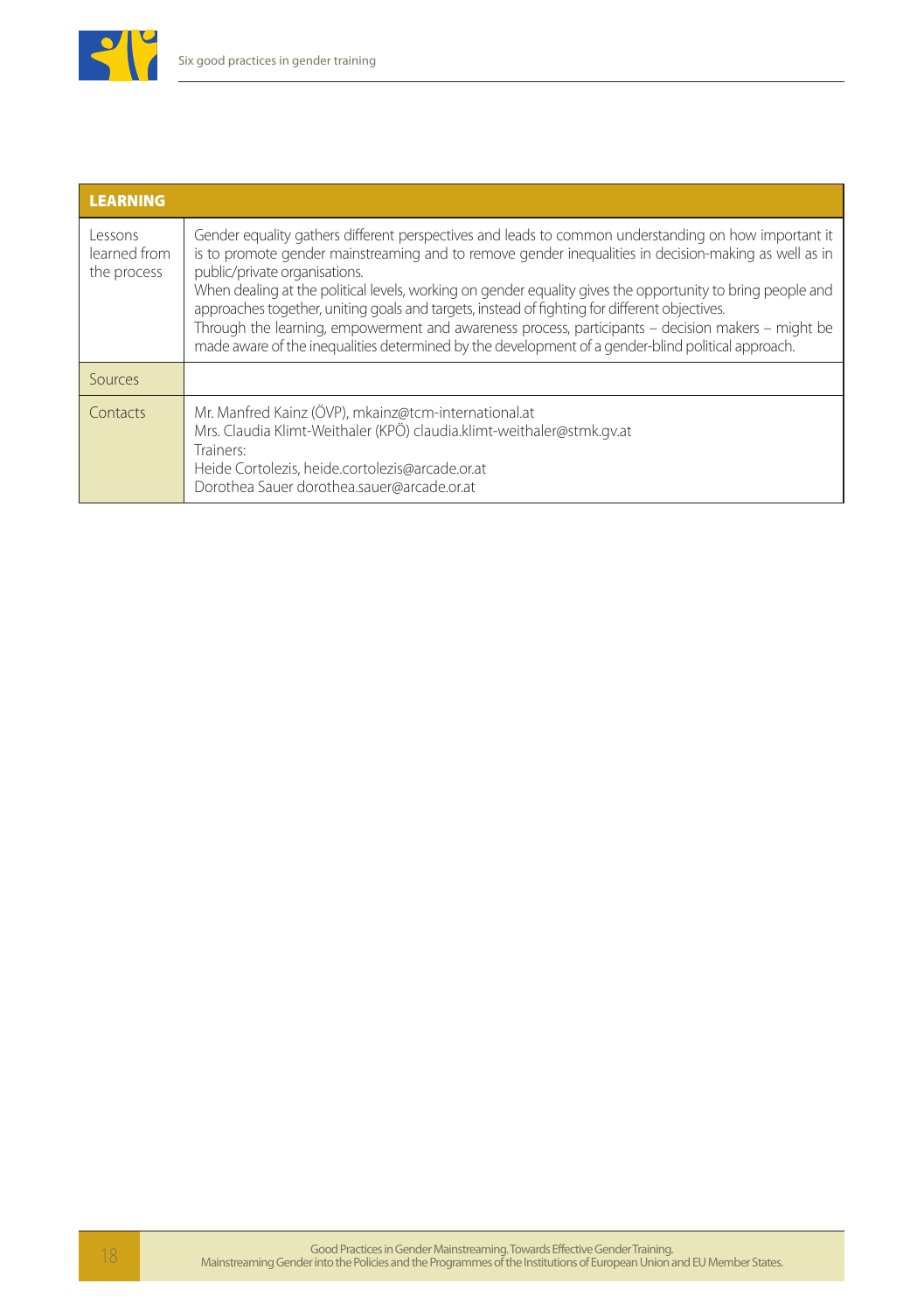| LEARNING | |
|---|---|
| Lessons learned from the process | Gender equality gathers different perspectives and leads to common understanding on how important it is to promote gender mainstreaming and to remove gender inequalities in decision-making as well as in public/private organisations.<br>When dealing at the political levels, working on gender equality gives the opportunity to bring people and approaches together, uniting goals and targets, instead of fighting for different objectives.<br>Through the learning, empowerment and awareness process, participants – decision makers – might be made aware of the inequalities determined by the development of a gender-blind political approach. |
| Sources | |
| Contacts | Mr. Manfred Kainz (ÖVP), mkainz@tcm-international.at<br>Mrs. Claudia Klimt-Weithaler (KPÖ) claudia.klimt-weithaler@stmk.gv.at<br>Trainers:<br>Heide Cortolezis, heide.cortolezis@arcade.or.at<br>Dorothea Sauer dorothea.sauer@arcade.or.at |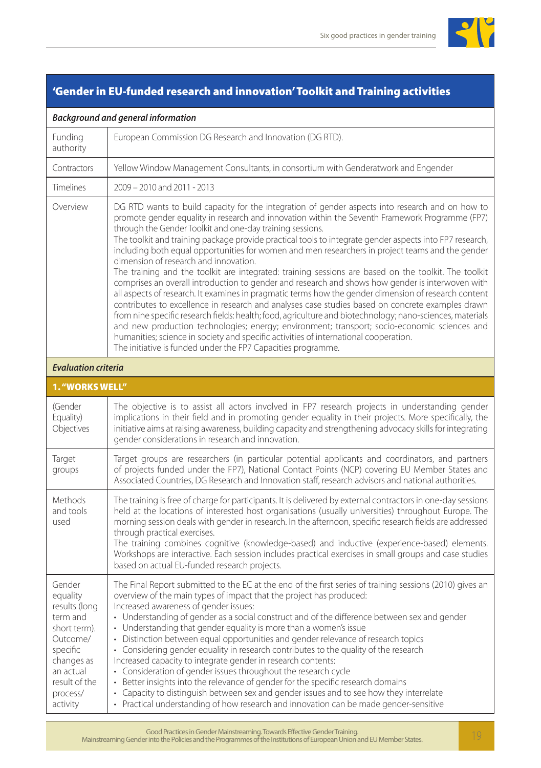## 'Gender in EU-funded research and innovation' Toolkit and Training activities

| ***Background and general information*** | |
|---|---|
| Funding authority | European Commission DG Research and Innovation (DG RTD). |
| Contractors | Yellow Window Management Consultants, in consortium with Genderatwork and Engender |
| Timelines | 2009 – 2010 and 2011 - 2013 |
| Overview | DG RTD wants to build capacity for the integration of gender aspects into research and on how to promote gender equality in research and innovation within the Seventh Framework Programme (FP7) through the Gender Toolkit and one-day training sessions.<br>The toolkit and training package provide practical tools to integrate gender aspects into FP7 research, including both equal opportunities for women and men researchers in project teams and the gender dimension of research and innovation.<br>The training and the toolkit are integrated: training sessions are based on the toolkit. The toolkit comprises an overall introduction to gender and research and shows how gender is interwoven with all aspects of research. It examines in pragmatic terms how the gender dimension of research content contributes to excellence in research and analyses case studies based on concrete examples drawn from nine specific research fields: health; food, agriculture and biotechnology; nano-sciences, materials and new production technologies; energy; environment; transport; socio-economic sciences and humanities; science in society and specific activities of international cooperation.<br>The initiative is funded under the FP7 Capacities programme. |
| ***Evaluation criteria*** | |
| **1. "WORKS WELL"** | |
| (Gender Equality) Objectives | The objective is to assist all actors involved in FP7 research projects in understanding gender implications in their field and in promoting gender equality in their projects. More specifically, the initiative aims at raising awareness, building capacity and strengthening advocacy skills for integrating gender considerations in research and innovation. |
| Target groups | Target groups are researchers (in particular potential applicants and coordinators, and partners of projects funded under the FP7), National Contact Points (NCP) covering EU Member States and Associated Countries, DG Research and Innovation staff, research advisors and national authorities. |
| Methods and tools used | The training is free of charge for participants. It is delivered by external contractors in one-day sessions held at the locations of interested host organisations (usually universities) throughout Europe. The morning session deals with gender in research. In the afternoon, specific research fields are addressed through practical exercises.<br>The training combines cognitive (knowledge-based) and inductive (experience-based) elements. Workshops are interactive. Each session includes practical exercises in small groups and case studies based on actual EU-funded research projects. |
| Gender equality results (long term and short term). Outcome/ specific changes as an actual result of the process/ activity | The Final Report submitted to the EC at the end of the first series of training sessions (2010) gives an overview of the main types of impact that the project has produced:<br>Increased awareness of gender issues:<br>• Understanding of gender as a social construct and of the difference between sex and gender<br>• Understanding that gender equality is more than a women's issue<br>• Distinction between equal opportunities and gender relevance of research topics<br>• Considering gender equality in research contributes to the quality of the research<br>Increased capacity to integrate gender in research contents:<br>• Consideration of gender issues throughout the research cycle<br>• Better insights into the relevance of gender for the specific research domains<br>• Capacity to distinguish between sex and gender issues and to see how they interrelate<br>• Practical understanding of how research and innovation can be made gender-sensitive |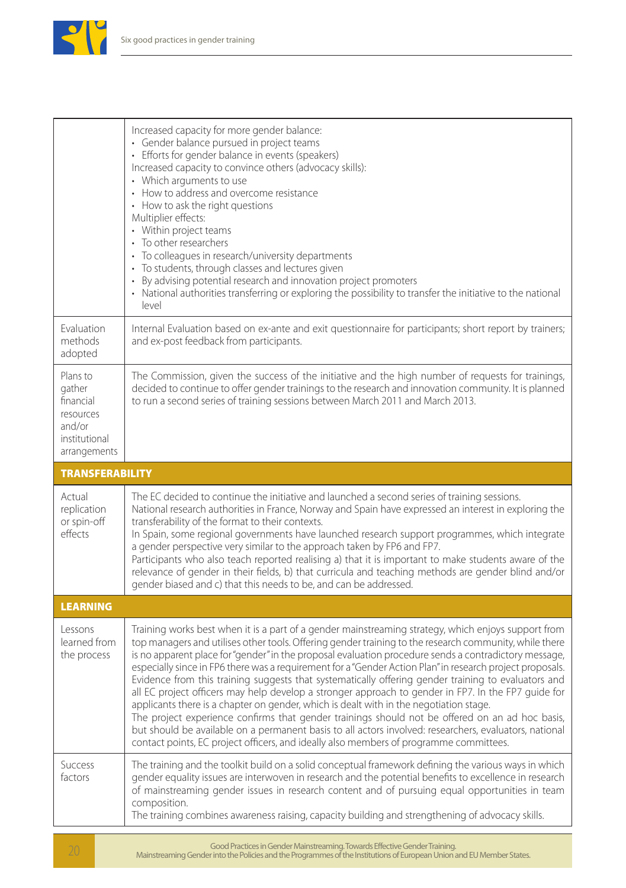| | |
|---|---|
| | Increased capacity for more gender balance:<br>• Gender balance pursued in project teams<br>• Efforts for gender balance in events (speakers)<br>Increased capacity to convince others (advocacy skills):<br>• Which arguments to use<br>• How to address and overcome resistance<br>• How to ask the right questions<br>Multiplier effects:<br>• Within project teams<br>• To other researchers<br>• To colleagues in research/university departments<br>• To students, through classes and lectures given<br>• By advising potential research and innovation project promoters<br>• National authorities transferring or exploring the possibility to transfer the initiative to the national level |
| Evaluation methods adopted | Internal Evaluation based on ex-ante and exit questionnaire for participants; short report by trainers; and ex-post feedback from participants. |
| Plans to gather financial resources and/or institutional arrangements | The Commission, given the success of the initiative and the high number of requests for trainings, decided to continue to offer gender trainings to the research and innovation community. It is planned to run a second series of training sessions between March 2011 and March 2013. |
| **TRANSFERABILITY** | |
| Actual replication or spin-off effects | The EC decided to continue the initiative and launched a second series of training sessions.<br>National research authorities in France, Norway and Spain have expressed an interest in exploring the transferability of the format to their contexts.<br>In Spain, some regional governments have launched research support programmes, which integrate a gender perspective very similar to the approach taken by FP6 and FP7.<br>Participants who also teach reported realising a) that it is important to make students aware of the relevance of gender in their fields, b) that curricula and teaching methods are gender blind and/or gender biased and c) that this needs to be, and can be addressed. |
| **LEARNING** | |
| Lessons learned from the process | Training works best when it is a part of a gender mainstreaming strategy, which enjoys support from top managers and utilises other tools. Offering gender training to the research community, while there is no apparent place for "gender" in the proposal evaluation procedure sends a contradictory message, especially since in FP6 there was a requirement for a "Gender Action Plan" in research project proposals. Evidence from this training suggests that systematically offering gender training to evaluators and all EC project officers may help develop a stronger approach to gender in FP7. In the FP7 guide for applicants there is a chapter on gender, which is dealt with in the negotiation stage.<br>The project experience confirms that gender trainings should not be offered on an ad hoc basis, but should be available on a permanent basis to all actors involved: researchers, evaluators, national contact points, EC project officers, and ideally also members of programme committees. |
| Success factors | The training and the toolkit build on a solid conceptual framework defining the various ways in which gender equality issues are interwoven in research and the potential benefits to excellence in research of mainstreaming gender issues in research content and of pursuing equal opportunities in team composition.<br>The training combines awareness raising, capacity building and strengthening of advocacy skills. |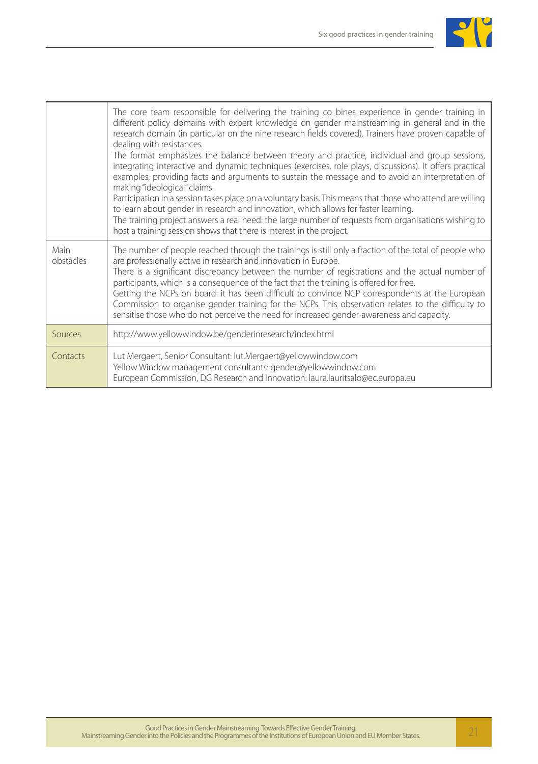| | |
|---|---|
| | The core team responsible for delivering the training co bines experience in gender training in different policy domains with expert knowledge on gender mainstreaming in general and in the research domain (in particular on the nine research fields covered). Trainers have proven capable of dealing with resistances.<br>The format emphasizes the balance between theory and practice, individual and group sessions, integrating interactive and dynamic techniques (exercises, role plays, discussions). It offers practical examples, providing facts and arguments to sustain the message and to avoid an interpretation of making "ideological" claims.<br>Participation in a session takes place on a voluntary basis. This means that those who attend are willing to learn about gender in research and innovation, which allows for faster learning.<br>The training project answers a real need: the large number of requests from organisations wishing to host a training session shows that there is interest in the project. |
| Main obstacles | The number of people reached through the trainings is still only a fraction of the total of people who are professionally active in research and innovation in Europe.<br>There is a significant discrepancy between the number of registrations and the actual number of participants, which is a consequence of the fact that the training is offered for free.<br>Getting the NCPs on board: it has been difficult to convince NCP correspondents at the European Commission to organise gender training for the NCPs. This observation relates to the difficulty to sensitise those who do not perceive the need for increased gender-awareness and capacity. |
| Sources | http://www.yellowwindow.be/genderinresearch/index.html |
| Contacts | Lut Mergaert, Senior Consultant: lut.Mergaert@yellowwindow.com<br>Yellow Window management consultants: gender@yellowwindow.com<br>European Commission, DG Research and Innovation: laura.lauritsalo@ec.europa.eu |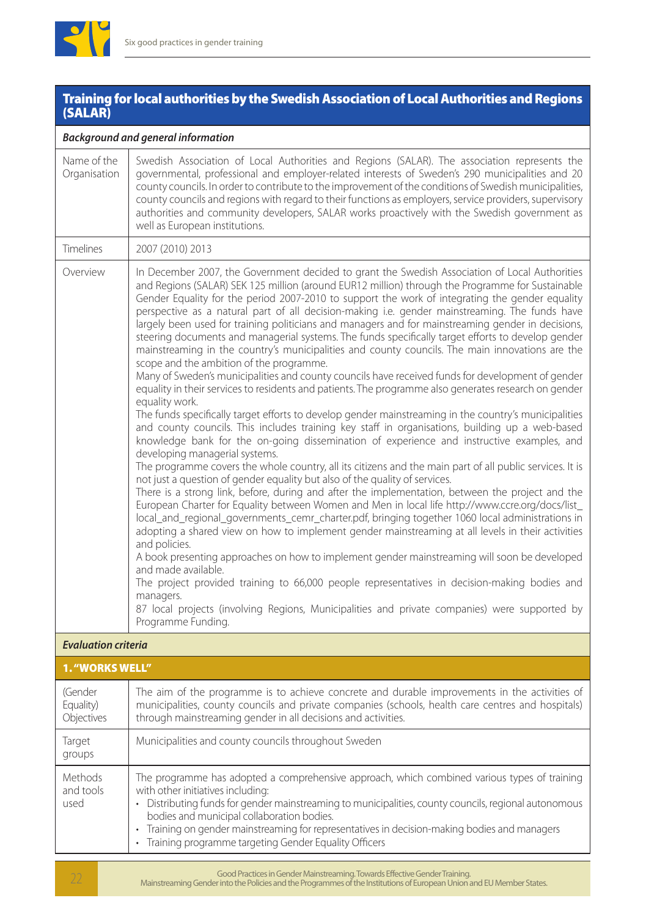## Training for local authorities by the Swedish Association of Local Authorities and Regions (SALAR)

| *Background and general information* | |
|---|---|
| Name of the Organisation | Swedish Association of Local Authorities and Regions (SALAR). The association represents the governmental, professional and employer-related interests of Sweden's 290 municipalities and 20 county councils. In order to contribute to the improvement of the conditions of Swedish municipalities, county councils and regions with regard to their functions as employers, service providers, supervisory authorities and community developers, SALAR works proactively with the Swedish government as well as European institutions. |
| Timelines | 2007 (2010) 2013 |
| Overview | In December 2007, the Government decided to grant the Swedish Association of Local Authorities and Regions (SALAR) SEK 125 million (around EUR12 million) through the Programme for Sustainable Gender Equality for the period 2007-2010 to support the work of integrating the gender equality perspective as a natural part of all decision-making i.e. gender mainstreaming. The funds have largely been used for training politicians and managers and for mainstreaming gender in decisions, steering documents and managerial systems. The funds specifically target efforts to develop gender mainstreaming in the country's municipalities and county councils. The main innovations are the scope and the ambition of the programme.<br>Many of Sweden's municipalities and county councils have received funds for development of gender equality in their services to residents and patients. The programme also generates research on gender equality work.<br>The funds specifically target efforts to develop gender mainstreaming in the country's municipalities and county councils. This includes training key staff in organisations, building up a web-based knowledge bank for the on-going dissemination of experience and instructive examples, and developing managerial systems.<br>The programme covers the whole country, all its citizens and the main part of all public services. It is not just a question of gender equality but also of the quality of services.<br>There is a strong link, before, during and after the implementation, between the project and the European Charter for Equality between Women and Men in local life http://www.ccre.org/docs/list_local_and_regional_governments_cemr_charter.pdf, bringing together 1060 local administrations in adopting a shared view on how to implement gender mainstreaming at all levels in their activities and policies.<br>A book presenting approaches on how to implement gender mainstreaming will soon be developed and made available.<br>The project provided training to 66,000 people representatives in decision-making bodies and managers.<br>87 local projects (involving Regions, Municipalities and private companies) were supported by Programme Funding. |
| ***Evaluation criteria*** | |
| **1. "WORKS WELL"** | |
| (Gender Equality) Objectives | The aim of the programme is to achieve concrete and durable improvements in the activities of municipalities, county councils and private companies (schools, health care centres and hospitals) through mainstreaming gender in all decisions and activities. |
| Target groups | Municipalities and county councils throughout Sweden |
| Methods and tools used | The programme has adopted a comprehensive approach, which combined various types of training with other initiatives including:<br>• Distributing funds for gender mainstreaming to municipalities, county councils, regional autonomous bodies and municipal collaboration bodies.<br>• Training on gender mainstreaming for representatives in decision-making bodies and managers<br>• Training programme targeting Gender Equality Officers |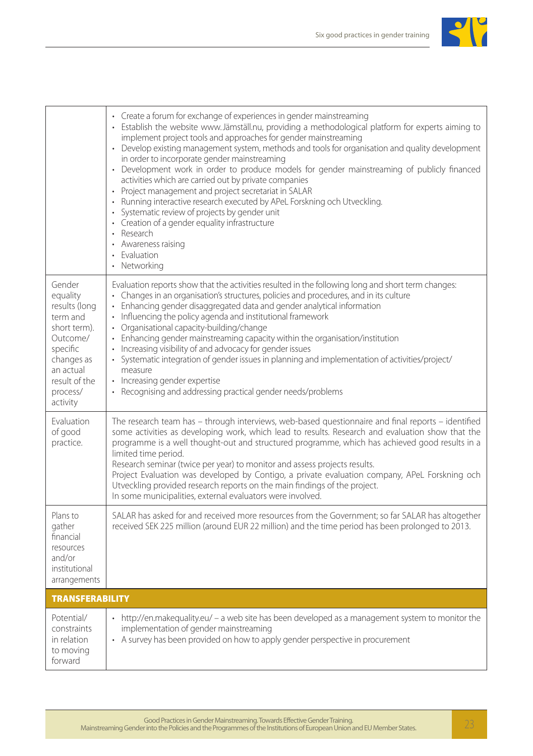| | |
|---|---|
| | • Create a forum for exchange of experiences in gender mainstreaming<br>• Establish the website www.Jämställ.nu, providing a methodological platform for experts aiming to implement project tools and approaches for gender mainstreaming<br>• Develop existing management system, methods and tools for organisation and quality development in order to incorporate gender mainstreaming<br>• Development work in order to produce models for gender mainstreaming of publicly financed activities which are carried out by private companies<br>• Project management and project secretariat in SALAR<br>• Running interactive research executed by APeL Forskning och Utveckling.<br>• Systematic review of projects by gender unit<br>• Creation of a gender equality infrastructure<br>• Research<br>• Awareness raising<br>• Evaluation<br>• Networking |
| Gender equality results (long term and short term). Outcome/ specific changes as an actual result of the process/ activity | Evaluation reports show that the activities resulted in the following long and short term changes:<br>• Changes in an organisation's structures, policies and procedures, and in its culture<br>• Enhancing gender disaggregated data and gender analytical information<br>• Influencing the policy agenda and institutional framework<br>• Organisational capacity-building/change<br>• Enhancing gender mainstreaming capacity within the organisation/institution<br>• Increasing visibility of and advocacy for gender issues<br>• Systematic integration of gender issues in planning and implementation of activities/project/ measure<br>• Increasing gender expertise<br>• Recognising and addressing practical gender needs/problems |
| Evaluation of good practice. | The research team has – through interviews, web-based questionnaire and final reports – identified some activities as developing work, which lead to results. Research and evaluation show that the programme is a well thought-out and structured programme, which has achieved good results in a limited time period.<br>Research seminar (twice per year) to monitor and assess projects results.<br>Project Evaluation was developed by Contigo, a private evaluation company, APeL Forskning och Utveckling provided research reports on the main findings of the project.<br>In some municipalities, external evaluators were involved. |
| Plans to gather financial resources and/or institutional arrangements | SALAR has asked for and received more resources from the Government; so far SALAR has altogether received SEK 225 million (around EUR 22 million) and the time period has been prolonged to 2013. |
| **TRANSFERABILITY** | |
| Potential/ constraints in relation to moving forward | • http://en.makequality.eu/ – a web site has been developed as a management system to monitor the implementation of gender mainstreaming<br>• A survey has been provided on how to apply gender perspective in procurement |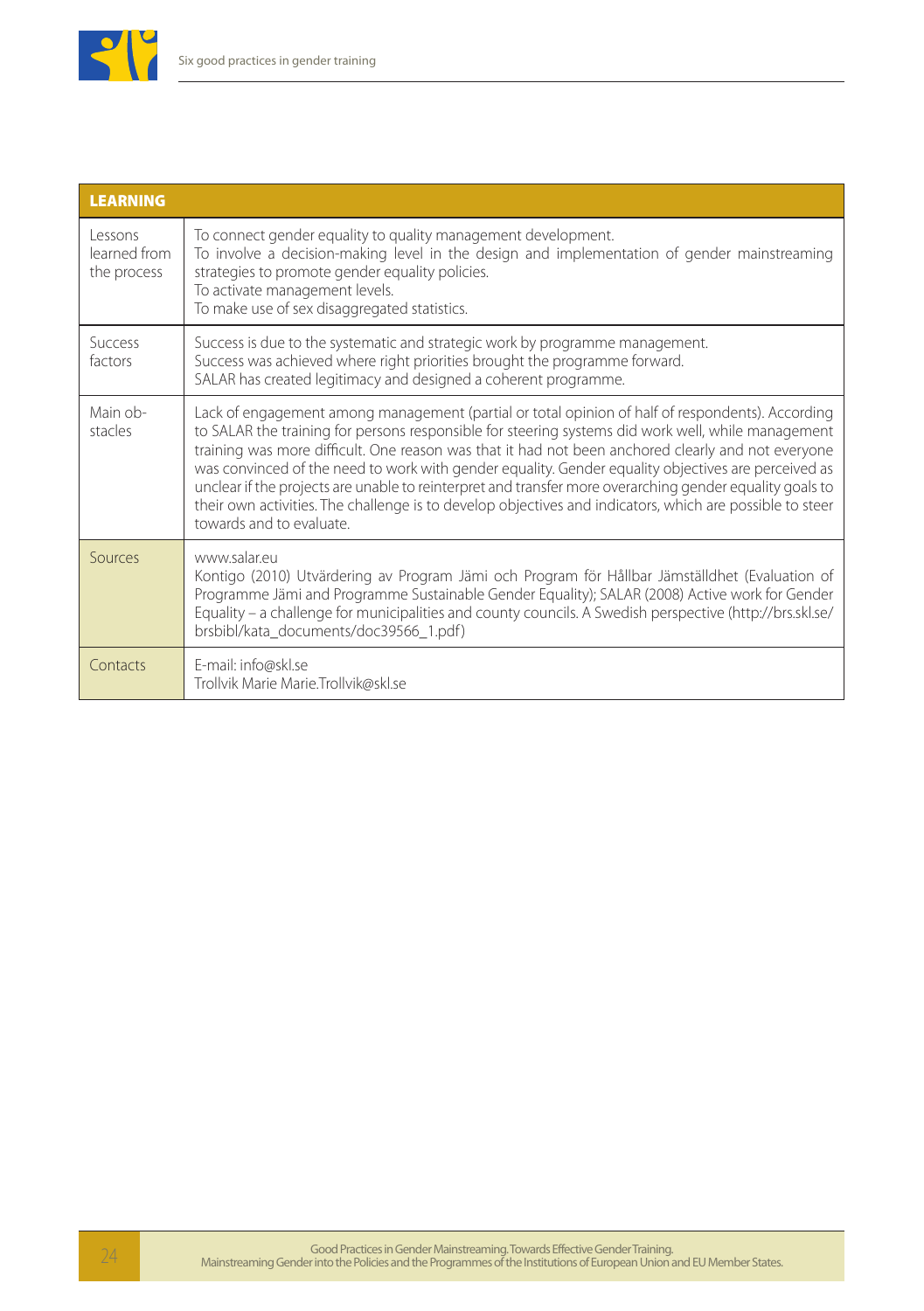| LEARNING | |
|---|---|
| Lessons learned from the process | To connect gender equality to quality management development.<br>To involve a decision-making level in the design and implementation of gender mainstreaming strategies to promote gender equality policies.<br>To activate management levels.<br>To make use of sex disaggregated statistics. |
| Success factors | Success is due to the systematic and strategic work by programme management.<br>Success was achieved where right priorities brought the programme forward.<br>SALAR has created legitimacy and designed a coherent programme. |
| Main obstacles | Lack of engagement among management (partial or total opinion of half of respondents). According to SALAR the training for persons responsible for steering systems did work well, while management training was more difficult. One reason was that it had not been anchored clearly and not everyone was convinced of the need to work with gender equality. Gender equality objectives are perceived as unclear if the projects are unable to reinterpret and transfer more overarching gender equality goals to their own activities. The challenge is to develop objectives and indicators, which are possible to steer towards and to evaluate. |
| Sources | www.salar.eu<br>Kontigo (2010) Utvärdering av Program Jämi och Program för Hållbar Jämställdhet (Evaluation of Programme Jämi and Programme Sustainable Gender Equality); SALAR (2008) Active work for Gender Equality – a challenge for municipalities and county councils. A Swedish perspective (http://brs.skl.se/brsbibl/kata_documents/doc39566_1.pdf) |
| Contacts | E-mail: info@skl.se<br>Trollvik Marie Marie.Trollvik@skl.se |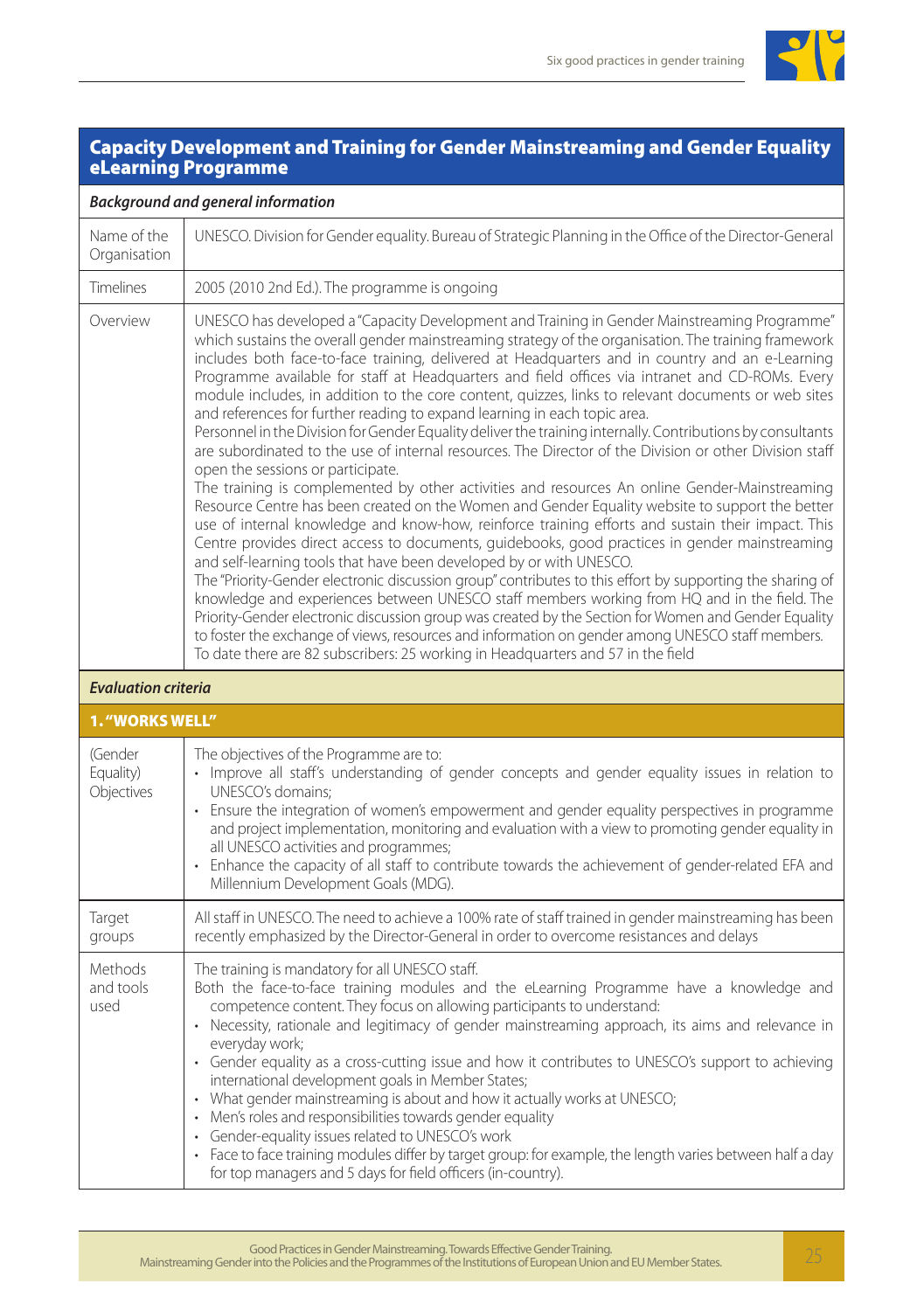## Capacity Development and Training for Gender Mainstreaming and Gender Equality eLearning Programme

| *Background and general information* | |
|---|---|
| Name of the Organisation | UNESCO. Division for Gender equality. Bureau of Strategic Planning in the Office of the Director-General |
| Timelines | 2005 (2010 2nd Ed.). The programme is ongoing |
| Overview | UNESCO has developed a "Capacity Development and Training in Gender Mainstreaming Programme" which sustains the overall gender mainstreaming strategy of the organisation. The training framework includes both face-to-face training, delivered at Headquarters and in country and an e-Learning Programme available for staff at Headquarters and field offices via intranet and CD-ROMs. Every module includes, in addition to the core content, quizzes, links to relevant documents or web sites and references for further reading to expand learning in each topic area.<br>Personnel in the Division for Gender Equality deliver the training internally. Contributions by consultants are subordinated to the use of internal resources. The Director of the Division or other Division staff open the sessions or participate.<br>The training is complemented by other activities and resources An online Gender-Mainstreaming Resource Centre has been created on the Women and Gender Equality website to support the better use of internal knowledge and know-how, reinforce training efforts and sustain their impact. This Centre provides direct access to documents, guidebooks, good practices in gender mainstreaming and self-learning tools that have been developed by or with UNESCO.<br>The "Priority-Gender electronic discussion group" contributes to this effort by supporting the sharing of knowledge and experiences between UNESCO staff members working from HQ and in the field. The Priority-Gender electronic discussion group was created by the Section for Women and Gender Equality to foster the exchange of views, resources and information on gender among UNESCO staff members. To date there are 82 subscribers: 25 working in Headquarters and 57 in the field |
| *Evaluation criteria* | |
| **1. "WORKS WELL"** | |
| (Gender Equality) Objectives | The objectives of the Programme are to:<br>• Improve all staff's understanding of gender concepts and gender equality issues in relation to UNESCO's domains;<br>• Ensure the integration of women's empowerment and gender equality perspectives in programme and project implementation, monitoring and evaluation with a view to promoting gender equality in all UNESCO activities and programmes;<br>• Enhance the capacity of all staff to contribute towards the achievement of gender-related EFA and Millennium Development Goals (MDG). |
| Target groups | All staff in UNESCO. The need to achieve a 100% rate of staff trained in gender mainstreaming has been recently emphasized by the Director-General in order to overcome resistances and delays |
| Methods and tools used | The training is mandatory for all UNESCO staff.<br>Both the face-to-face training modules and the eLearning Programme have a knowledge and competence content. They focus on allowing participants to understand:<br>• Necessity, rationale and legitimacy of gender mainstreaming approach, its aims and relevance in everyday work;<br>• Gender equality as a cross-cutting issue and how it contributes to UNESCO's support to achieving international development goals in Member States;<br>• What gender mainstreaming is about and how it actually works at UNESCO;<br>• Men's roles and responsibilities towards gender equality<br>• Gender-equality issues related to UNESCO's work<br>• Face to face training modules differ by target group: for example, the length varies between half a day for top managers and 5 days for field officers (in-country). |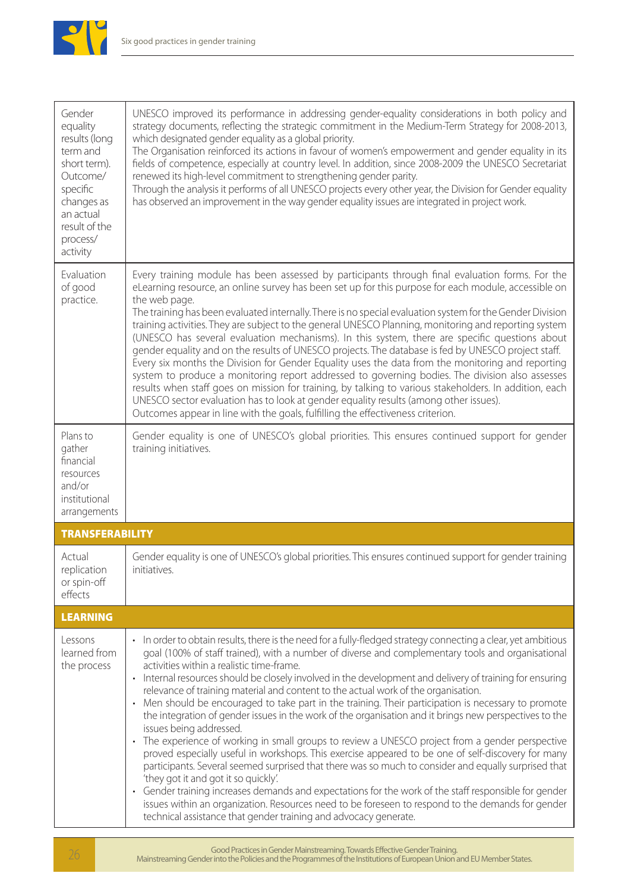| | |
|---|---|
| Gender equality results (long term and short term). Outcome/ specific changes as an actual result of the process/ activity | UNESCO improved its performance in addressing gender-equality considerations in both policy and strategy documents, reflecting the strategic commitment in the Medium-Term Strategy for 2008-2013, which designated gender equality as a global priority.<br>The Organisation reinforced its actions in favour of women's empowerment and gender equality in its fields of competence, especially at country level. In addition, since 2008-2009 the UNESCO Secretariat renewed its high-level commitment to strengthening gender parity.<br>Through the analysis it performs of all UNESCO projects every other year, the Division for Gender equality has observed an improvement in the way gender equality issues are integrated in project work. |
| Evaluation of good practice. | Every training module has been assessed by participants through final evaluation forms. For the eLearning resource, an online survey has been set up for this purpose for each module, accessible on the web page.<br>The training has been evaluated internally. There is no special evaluation system for the Gender Division training activities. They are subject to the general UNESCO Planning, monitoring and reporting system (UNESCO has several evaluation mechanisms). In this system, there are specific questions about gender equality and on the results of UNESCO projects. The database is fed by UNESCO project staff. Every six months the Division for Gender Equality uses the data from the monitoring and reporting system to produce a monitoring report addressed to governing bodies. The division also assesses results when staff goes on mission for training, by talking to various stakeholders. In addition, each UNESCO sector evaluation has to look at gender equality results (among other issues).<br>Outcomes appear in line with the goals, fulfilling the effectiveness criterion. |
| Plans to gather financial resources and/or institutional arrangements | Gender equality is one of UNESCO's global priorities. This ensures continued support for gender training initiatives. |
| **TRANSFERABILITY** | |
| Actual replication or spin-off effects | Gender equality is one of UNESCO's global priorities. This ensures continued support for gender training initiatives. |
| **LEARNING** | |
| Lessons learned from the process | • In order to obtain results, there is the need for a fully-fledged strategy connecting a clear, yet ambitious goal (100% of staff trained), with a number of diverse and complementary tools and organisational activities within a realistic time-frame.<br>• Internal resources should be closely involved in the development and delivery of training for ensuring relevance of training material and content to the actual work of the organisation.<br>• Men should be encouraged to take part in the training. Their participation is necessary to promote the integration of gender issues in the work of the organisation and it brings new perspectives to the issues being addressed.<br>• The experience of working in small groups to review a UNESCO project from a gender perspective proved especially useful in workshops. This exercise appeared to be one of self-discovery for many participants. Several seemed surprised that there was so much to consider and equally surprised that 'they got it and got it so quickly'.<br>• Gender training increases demands and expectations for the work of the staff responsible for gender issues within an organization. Resources need to be foreseen to respond to the demands for gender technical assistance that gender training and advocacy generate. |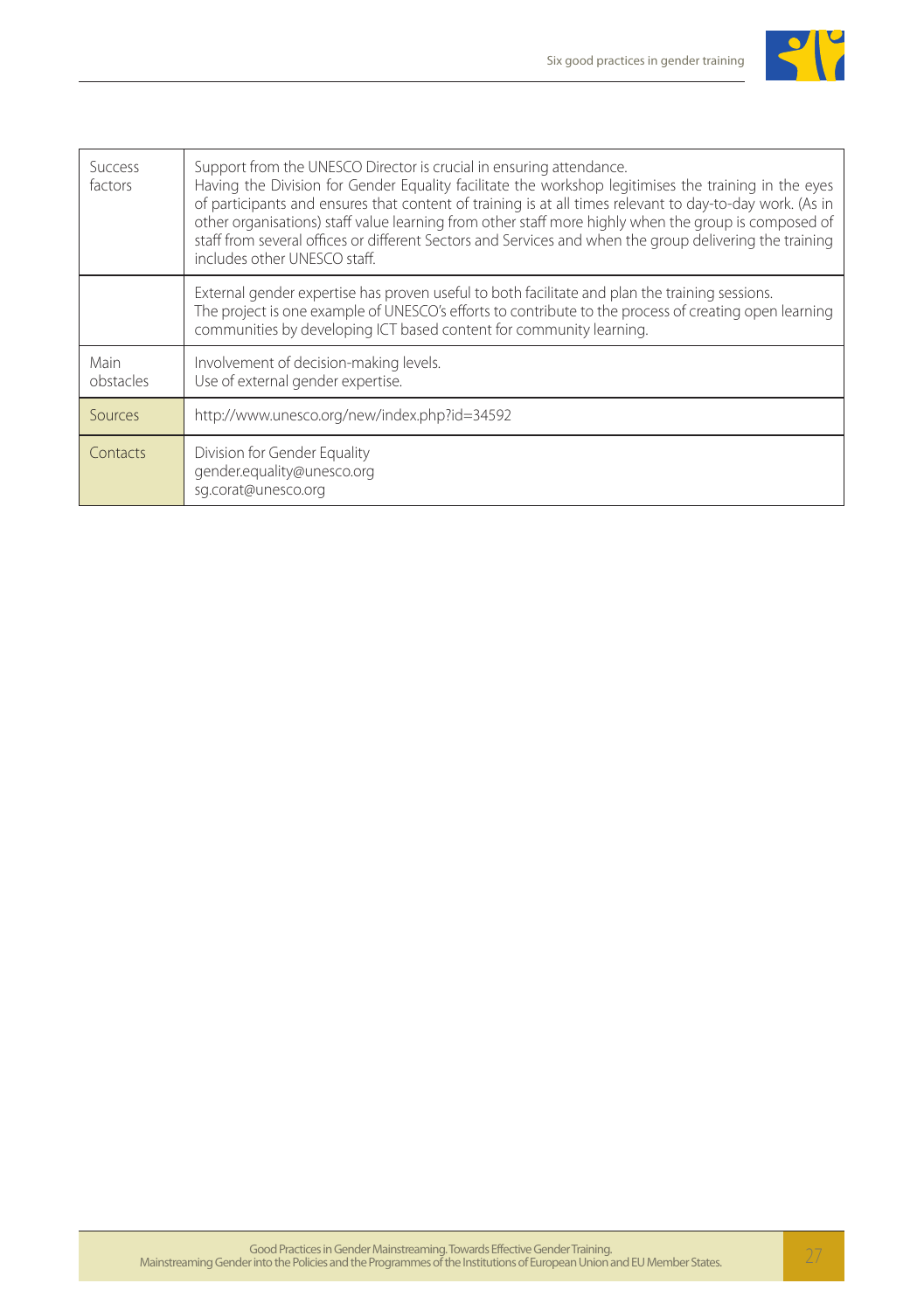| | |
|---|---|
| Success factors | Support from the UNESCO Director is crucial in ensuring attendance.<br>Having the Division for Gender Equality facilitate the workshop legitimises the training in the eyes of participants and ensures that content of training is at all times relevant to day-to-day work. (As in other organisations) staff value learning from other staff more highly when the group is composed of staff from several offices or different Sectors and Services and when the group delivering the training includes other UNESCO staff. |
| | External gender expertise has proven useful to both facilitate and plan the training sessions.<br>The project is one example of UNESCO's efforts to contribute to the process of creating open learning communities by developing ICT based content for community learning. |
| Main obstacles | Involvement of decision-making levels.<br>Use of external gender expertise. |
| Sources | http://www.unesco.org/new/index.php?id=34592 |
| Contacts | Division for Gender Equality<br>gender.equality@unesco.org<br>sg.corat@unesco.org |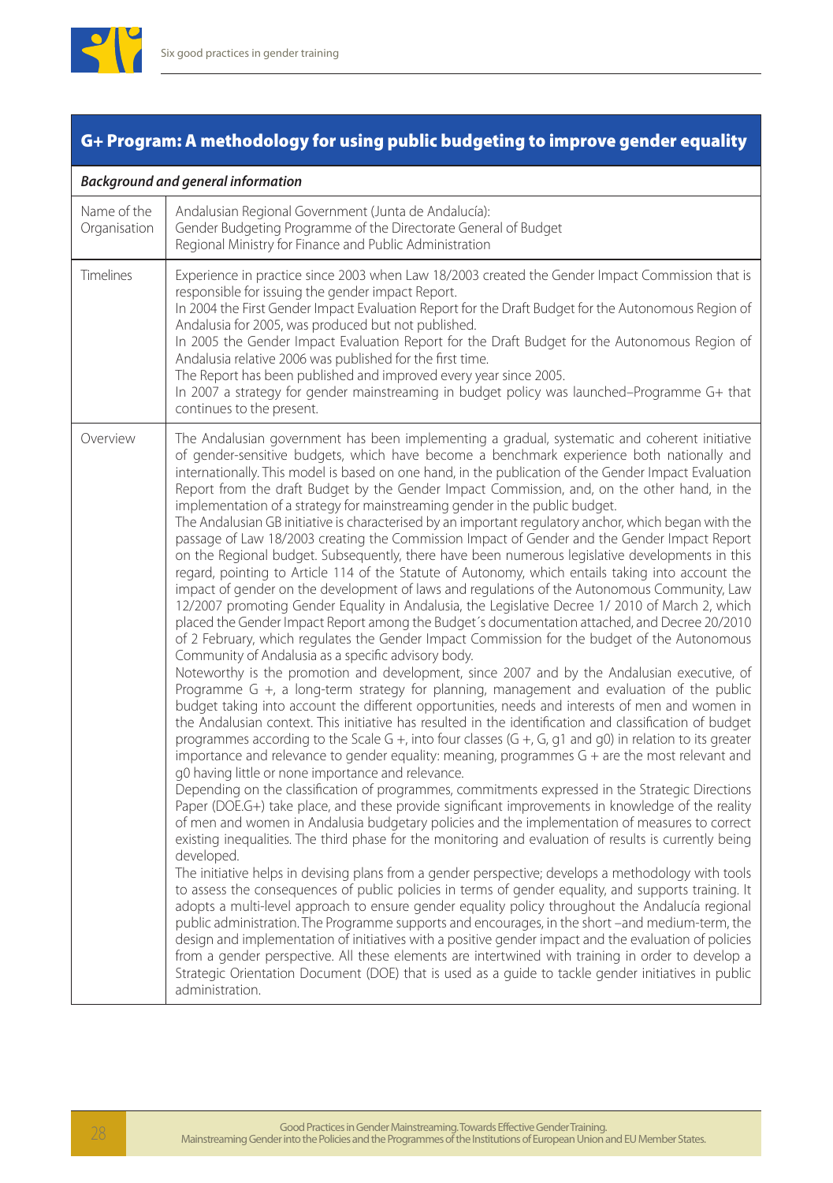## G+ Program: A methodology for using public budgeting to improve gender equality

| ***Background and general information*** | |
|---|---|
| Name of the Organisation | Andalusian Regional Government (Junta de Andalucía): Gender Budgeting Programme of the Directorate General of Budget Regional Ministry for Finance and Public Administration |
| Timelines | Experience in practice since 2003 when Law 18/2003 created the Gender Impact Commission that is responsible for issuing the gender impact Report.<br>In 2004 the First Gender Impact Evaluation Report for the Draft Budget for the Autonomous Region of Andalusia for 2005, was produced but not published.<br>In 2005 the Gender Impact Evaluation Report for the Draft Budget for the Autonomous Region of Andalusia relative 2006 was published for the first time.<br>The Report has been published and improved every year since 2005.<br>In 2007 a strategy for gender mainstreaming in budget policy was launched–Programme G+ that continues to the present. |
| Overview | The Andalusian government has been implementing a gradual, systematic and coherent initiative of gender-sensitive budgets, which have become a benchmark experience both nationally and internationally. This model is based on one hand, in the publication of the Gender Impact Evaluation Report from the draft Budget by the Gender Impact Commission, and, on the other hand, in the implementation of a strategy for mainstreaming gender in the public budget.<br>The Andalusian GB initiative is characterised by an important regulatory anchor, which began with the passage of Law 18/2003 creating the Commission Impact of Gender and the Gender Impact Report on the Regional budget. Subsequently, there have been numerous legislative developments in this regard, pointing to Article 114 of the Statute of Autonomy, which entails taking into account the impact of gender on the development of laws and regulations of the Autonomous Community, Law 12/2007 promoting Gender Equality in Andalusia, the Legislative Decree 1/ 2010 of March 2, which placed the Gender Impact Report among the Budget´s documentation attached, and Decree 20/2010 of 2 February, which regulates the Gender Impact Commission for the budget of the Autonomous Community of Andalusia as a specific advisory body.<br>Noteworthy is the promotion and development, since 2007 and by the Andalusian executive, of Programme G +, a long-term strategy for planning, management and evaluation of the public budget taking into account the different opportunities, needs and interests of men and women in the Andalusian context. This initiative has resulted in the identification and classification of budget programmes according to the Scale G +, into four classes (G +, G, g1 and g0) in relation to its greater importance and relevance to gender equality: meaning, programmes G + are the most relevant and g0 having little or none importance and relevance.<br>Depending on the classification of programmes, commitments expressed in the Strategic Directions Paper (DOE.G+) take place, and these provide significant improvements in knowledge of the reality of men and women in Andalusia budgetary policies and the implementation of measures to correct existing inequalities. The third phase for the monitoring and evaluation of results is currently being developed.<br>The initiative helps in devising plans from a gender perspective; develops a methodology with tools to assess the consequences of public policies in terms of gender equality, and supports training. It adopts a multi-level approach to ensure gender equality policy throughout the Andalucía regional public administration. The Programme supports and encourages, in the short –and medium-term, the design and implementation of initiatives with a positive gender impact and the evaluation of policies from a gender perspective. All these elements are intertwined with training in order to develop a Strategic Orientation Document (DOE) that is used as a guide to tackle gender initiatives in public administration. |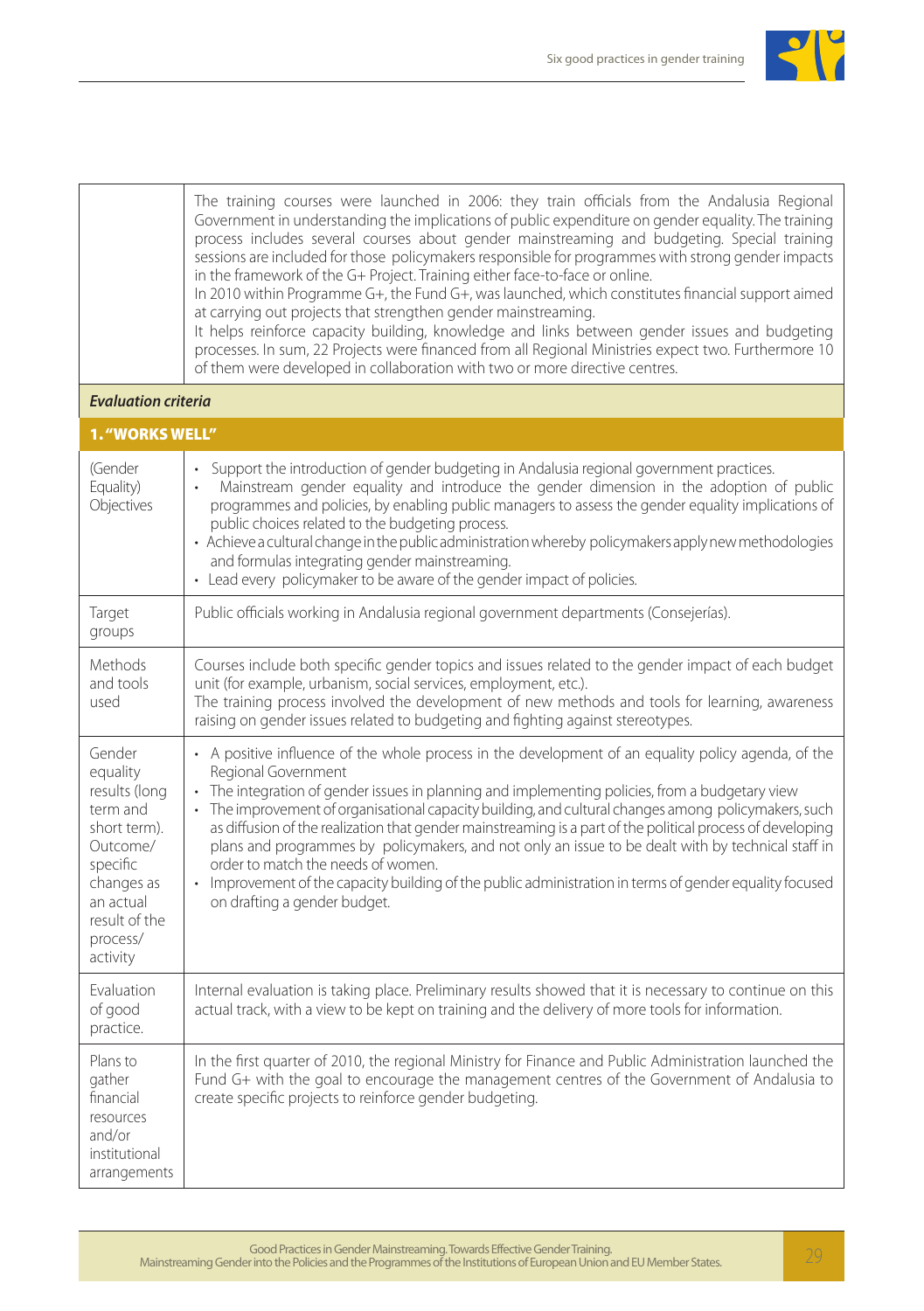| | |
|---|---|
| | The training courses were launched in 2006: they train officials from the Andalusia Regional Government in understanding the implications of public expenditure on gender equality. The training process includes several courses about gender mainstreaming and budgeting. Special training sessions are included for those policymakers responsible for programmes with strong gender impacts in the framework of the G+ Project. Training either face-to-face or online.<br>In 2010 within Programme G+, the Fund G+, was launched, which constitutes financial support aimed at carrying out projects that strengthen gender mainstreaming.<br>It helps reinforce capacity building, knowledge and links between gender issues and budgeting processes. In sum, 22 Projects were financed from all Regional Ministries expect two. Furthermore 10 of them were developed in collaboration with two or more directive centres. |
| ***Evaluation criteria*** | |
| **1. "WORKS WELL"** | |
| (Gender Equality) Objectives | • Support the introduction of gender budgeting in Andalusia regional government practices.<br>• Mainstream gender equality and introduce the gender dimension in the adoption of public programmes and policies, by enabling public managers to assess the gender equality implications of public choices related to the budgeting process.<br>• Achieve a cultural change in the public administration whereby policymakers apply new methodologies and formulas integrating gender mainstreaming.<br>• Lead every policymaker to be aware of the gender impact of policies. |
| Target groups | Public officials working in Andalusia regional government departments (Consejerías). |
| Methods and tools used | Courses include both specific gender topics and issues related to the gender impact of each budget unit (for example, urbanism, social services, employment, etc.).<br>The training process involved the development of new methods and tools for learning, awareness raising on gender issues related to budgeting and fighting against stereotypes. |
| Gender equality results (long term and short term). Outcome/ specific changes as an actual result of the process/ activity | • A positive influence of the whole process in the development of an equality policy agenda, of the Regional Government<br>• The integration of gender issues in planning and implementing policies, from a budgetary view<br>• The improvement of organisational capacity building, and cultural changes among policymakers, such as diffusion of the realization that gender mainstreaming is a part of the political process of developing plans and programmes by policymakers, and not only an issue to be dealt with by technical staff in order to match the needs of women.<br>• Improvement of the capacity building of the public administration in terms of gender equality focused on drafting a gender budget. |
| Evaluation of good practice. | Internal evaluation is taking place. Preliminary results showed that it is necessary to continue on this actual track, with a view to be kept on training and the delivery of more tools for information. |
| Plans to gather financial resources and/or institutional arrangements | In the first quarter of 2010, the regional Ministry for Finance and Public Administration launched the Fund G+ with the goal to encourage the management centres of the Government of Andalusia to create specific projects to reinforce gender budgeting. |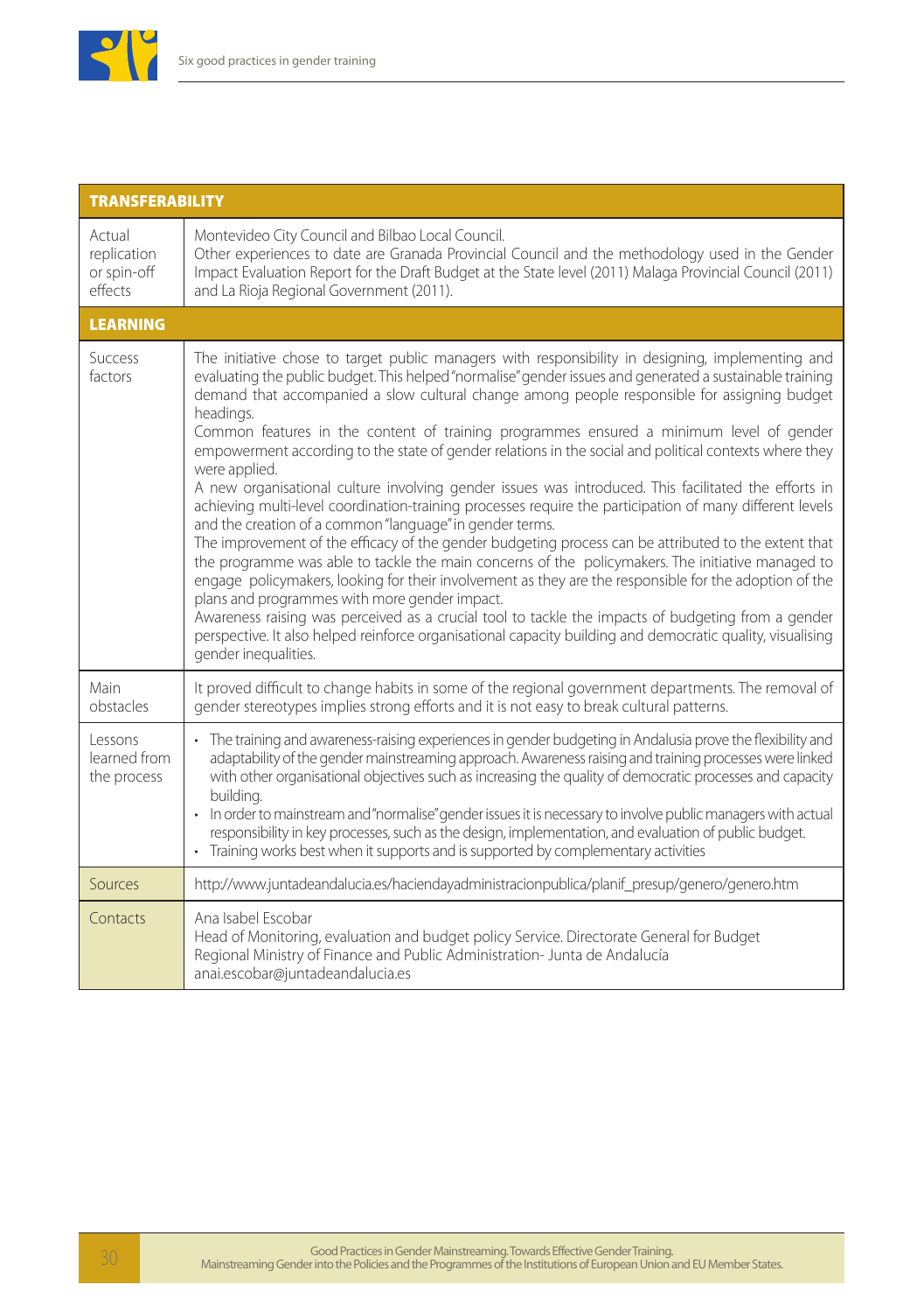| **TRANSFERABILITY** | |
|---|---|
| Actual replication or spin-off effects | Montevideo City Council and Bilbao Local Council.<br>Other experiences to date are Granada Provincial Council and the methodology used in the Gender Impact Evaluation Report for the Draft Budget at the State level (2011) Malaga Provincial Council (2011) and La Rioja Regional Government (2011). |
| **LEARNING** | |
| Success factors | The initiative chose to target public managers with responsibility in designing, implementing and evaluating the public budget. This helped "normalise" gender issues and generated a sustainable training demand that accompanied a slow cultural change among people responsible for assigning budget headings.<br>Common features in the content of training programmes ensured a minimum level of gender empowerment according to the state of gender relations in the social and political contexts where they were applied.<br>A new organisational culture involving gender issues was introduced. This facilitated the efforts in achieving multi-level coordination-training processes require the participation of many different levels and the creation of a common "language" in gender terms.<br>The improvement of the efficacy of the gender budgeting process can be attributed to the extent that the programme was able to tackle the main concerns of the policymakers. The initiative managed to engage policymakers, looking for their involvement as they are the responsible for the adoption of the plans and programmes with more gender impact.<br>Awareness raising was perceived as a crucial tool to tackle the impacts of budgeting from a gender perspective. It also helped reinforce organisational capacity building and democratic quality, visualising gender inequalities. |
| Main obstacles | It proved difficult to change habits in some of the regional government departments. The removal of gender stereotypes implies strong efforts and it is not easy to break cultural patterns. |
| Lessons learned from the process | • The training and awareness-raising experiences in gender budgeting in Andalusia prove the flexibility and adaptability of the gender mainstreaming approach. Awareness raising and training processes were linked with other organisational objectives such as increasing the quality of democratic processes and capacity building.<br>• In order to mainstream and "normalise" gender issues it is necessary to involve public managers with actual responsibility in key processes, such as the design, implementation, and evaluation of public budget.<br>• Training works best when it supports and is supported by complementary activities |
| Sources | http://www.juntadeandalucia.es/haciendayadministracionpublica/planif_presup/genero/genero.htm |
| Contacts | Ana Isabel Escobar<br>Head of Monitoring, evaluation and budget policy Service. Directorate General for Budget<br>Regional Ministry of Finance and Public Administration- Junta de Andalucía<br>anai.escobar@juntadeandalucia.es |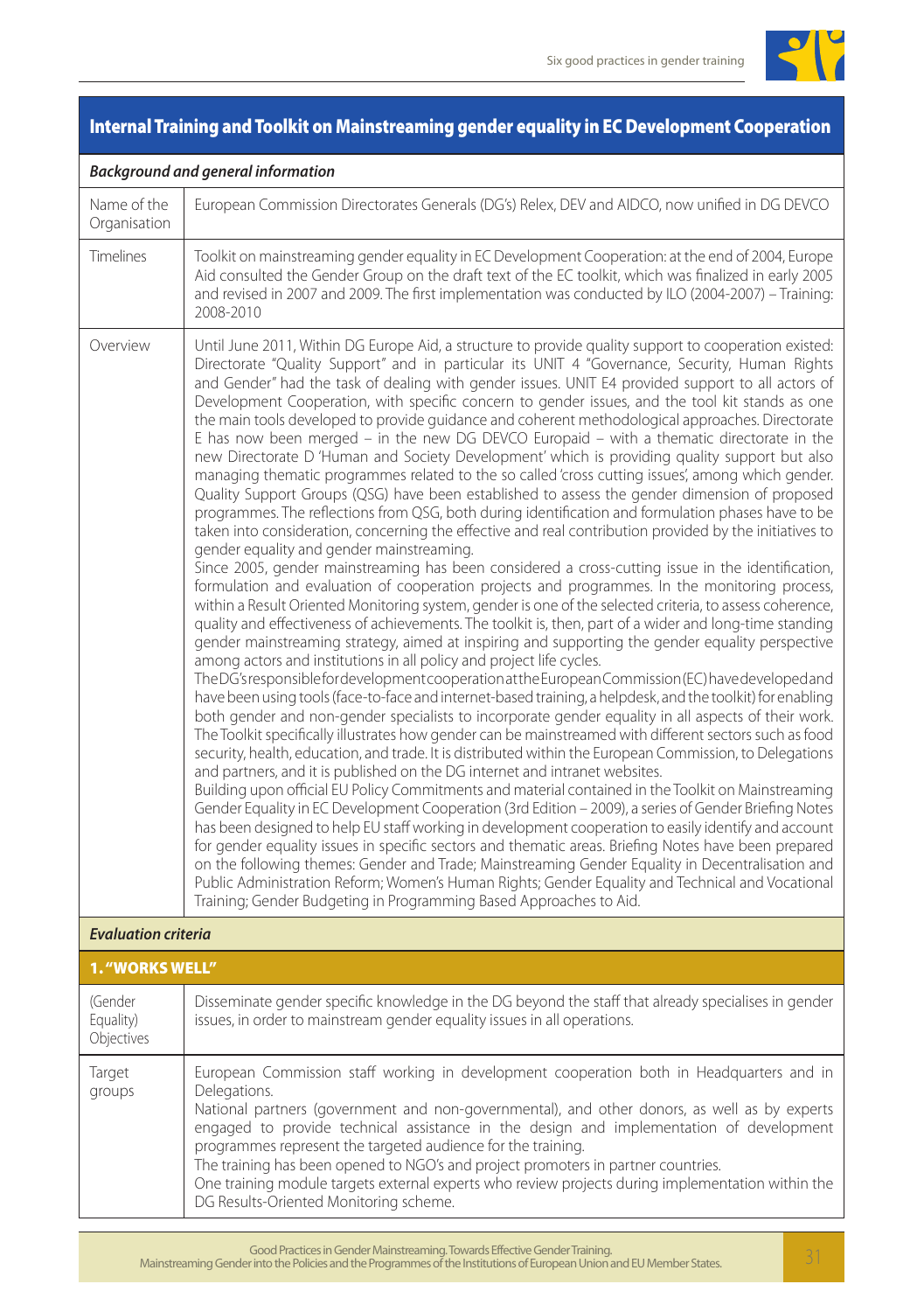## Internal Training and Toolkit on Mainstreaming gender equality in EC Development Cooperation

| ***Background and general information*** | |
|---|---|
| Name of the Organisation | European Commission Directorates Generals (DG's) Relex, DEV and AIDCO, now unified in DG DEVCO |
| Timelines | Toolkit on mainstreaming gender equality in EC Development Cooperation: at the end of 2004, Europe Aid consulted the Gender Group on the draft text of the EC toolkit, which was finalized in early 2005 and revised in 2007 and 2009. The first implementation was conducted by ILO (2004-2007) – Training: 2008-2010 |
| Overview | Until June 2011, Within DG Europe Aid, a structure to provide quality support to cooperation existed: Directorate "Quality Support" and in particular its UNIT 4 "Governance, Security, Human Rights and Gender" had the task of dealing with gender issues. UNIT E4 provided support to all actors of Development Cooperation, with specific concern to gender issues, and the tool kit stands as one the main tools developed to provide guidance and coherent methodological approaches. Directorate E has now been merged – in the new DG DEVCO Europaid – with a thematic directorate in the new Directorate D 'Human and Society Development' which is providing quality support but also managing thematic programmes related to the so called 'cross cutting issues', among which gender. Quality Support Groups (QSG) have been established to assess the gender dimension of proposed programmes. The reflections from QSG, both during identification and formulation phases have to be taken into consideration, concerning the effective and real contribution provided by the initiatives to gender equality and gender mainstreaming.<br>Since 2005, gender mainstreaming has been considered a cross-cutting issue in the identification, formulation and evaluation of cooperation projects and programmes. In the monitoring process, within a Result Oriented Monitoring system, gender is one of the selected criteria, to assess coherence, quality and effectiveness of achievements. The toolkit is, then, part of a wider and long-time standing gender mainstreaming strategy, aimed at inspiring and supporting the gender equality perspective among actors and institutions in all policy and project life cycles.<br>The DG's responsible for development cooperation at the European Commission (EC) have developed and have been using tools (face-to-face and internet-based training, a helpdesk, and the toolkit) for enabling both gender and non-gender specialists to incorporate gender equality in all aspects of their work. The Toolkit specifically illustrates how gender can be mainstreamed with different sectors such as food security, health, education, and trade. It is distributed within the European Commission, to Delegations and partners, and it is published on the DG internet and intranet websites.<br>Building upon official EU Policy Commitments and material contained in the Toolkit on Mainstreaming Gender Equality in EC Development Cooperation (3rd Edition – 2009), a series of Gender Briefing Notes has been designed to help EU staff working in development cooperation to easily identify and account for gender equality issues in specific sectors and thematic areas. Briefing Notes have been prepared on the following themes: Gender and Trade; Mainstreaming Gender Equality in Decentralisation and Public Administration Reform; Women's Human Rights; Gender Equality and Technical and Vocational Training; Gender Budgeting in Programming Based Approaches to Aid. |
| ***Evaluation criteria*** | |
| **1. "WORKS WELL"** | |
| (Gender Equality) Objectives | Disseminate gender specific knowledge in the DG beyond the staff that already specialises in gender issues, in order to mainstream gender equality issues in all operations. |
| Target groups | European Commission staff working in development cooperation both in Headquarters and in Delegations.<br>National partners (government and non-governmental), and other donors, as well as by experts engaged to provide technical assistance in the design and implementation of development programmes represent the targeted audience for the training.<br>The training has been opened to NGO's and project promoters in partner countries.<br>One training module targets external experts who review projects during implementation within the DG Results-Oriented Monitoring scheme. |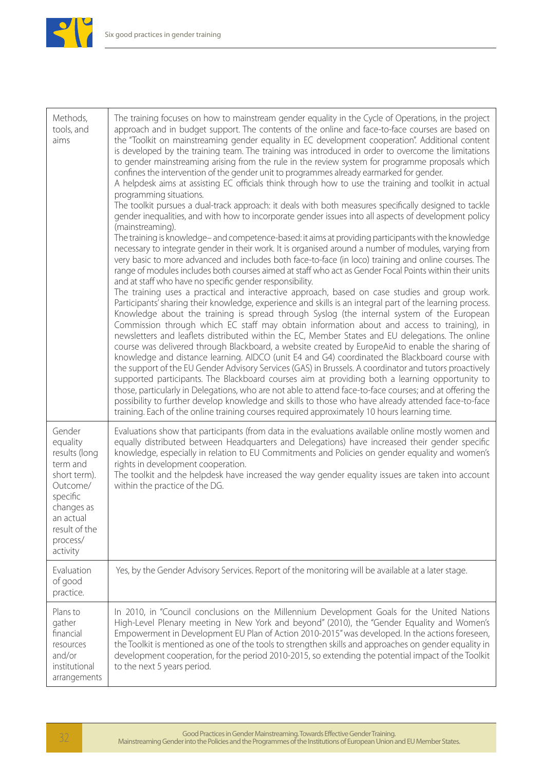| | |
|---|---|
| Methods, tools, and aims | The training focuses on how to mainstream gender equality in the Cycle of Operations, in the project approach and in budget support. The contents of the online and face-to-face courses are based on the "Toolkit on mainstreaming gender equality in EC development cooperation". Additional content is developed by the training team. The training was introduced in order to overcome the limitations to gender mainstreaming arising from the rule in the review system for programme proposals which confines the intervention of the gender unit to programmes already earmarked for gender.<br>A helpdesk aims at assisting EC officials think through how to use the training and toolkit in actual programming situations.<br>The toolkit pursues a dual-track approach: it deals with both measures specifically designed to tackle gender inequalities, and with how to incorporate gender issues into all aspects of development policy (mainstreaming).<br>The training is knowledge– and competence-based: it aims at providing participants with the knowledge necessary to integrate gender in their work. It is organised around a number of modules, varying from very basic to more advanced and includes both face-to-face (in loco) training and online courses. The range of modules includes both courses aimed at staff who act as Gender Focal Points within their units and at staff who have no specific gender responsibility.<br>The training uses a practical and interactive approach, based on case studies and group work. Participants' sharing their knowledge, experience and skills is an integral part of the learning process. Knowledge about the training is spread through Syslog (the internal system of the European Commission through which EC staff may obtain information about and access to training), in newsletters and leaflets distributed within the EC, Member States and EU delegations. The online course was delivered through Blackboard, a website created by EuropeAid to enable the sharing of knowledge and distance learning. AIDCO (unit E4 and G4) coordinated the Blackboard course with the support of the EU Gender Advisory Services (GAS) in Brussels. A coordinator and tutors proactively supported participants. The Blackboard courses aim at providing both a learning opportunity to those, particularly in Delegations, who are not able to attend face-to-face courses; and at offering the possibility to further develop knowledge and skills to those who have already attended face-to-face training. Each of the online training courses required approximately 10 hours learning time. |
| Gender equality results (long term and short term). Outcome/ specific changes as an actual result of the process/ activity | Evaluations show that participants (from data in the evaluations available online mostly women and equally distributed between Headquarters and Delegations) have increased their gender specific knowledge, especially in relation to EU Commitments and Policies on gender equality and women's rights in development cooperation.<br>The toolkit and the helpdesk have increased the way gender equality issues are taken into account within the practice of the DG. |
| Evaluation of good practice. | Yes, by the Gender Advisory Services. Report of the monitoring will be available at a later stage. |
| Plans to gather financial resources and/or institutional arrangements | In 2010, in "Council conclusions on the Millennium Development Goals for the United Nations High-Level Plenary meeting in New York and beyond" (2010), the "Gender Equality and Women's Empowerment in Development EU Plan of Action 2010-2015" was developed. In the actions foreseen, the Toolkit is mentioned as one of the tools to strengthen skills and approaches on gender equality in development cooperation, for the period 2010-2015, so extending the potential impact of the Toolkit to the next 5 years period. |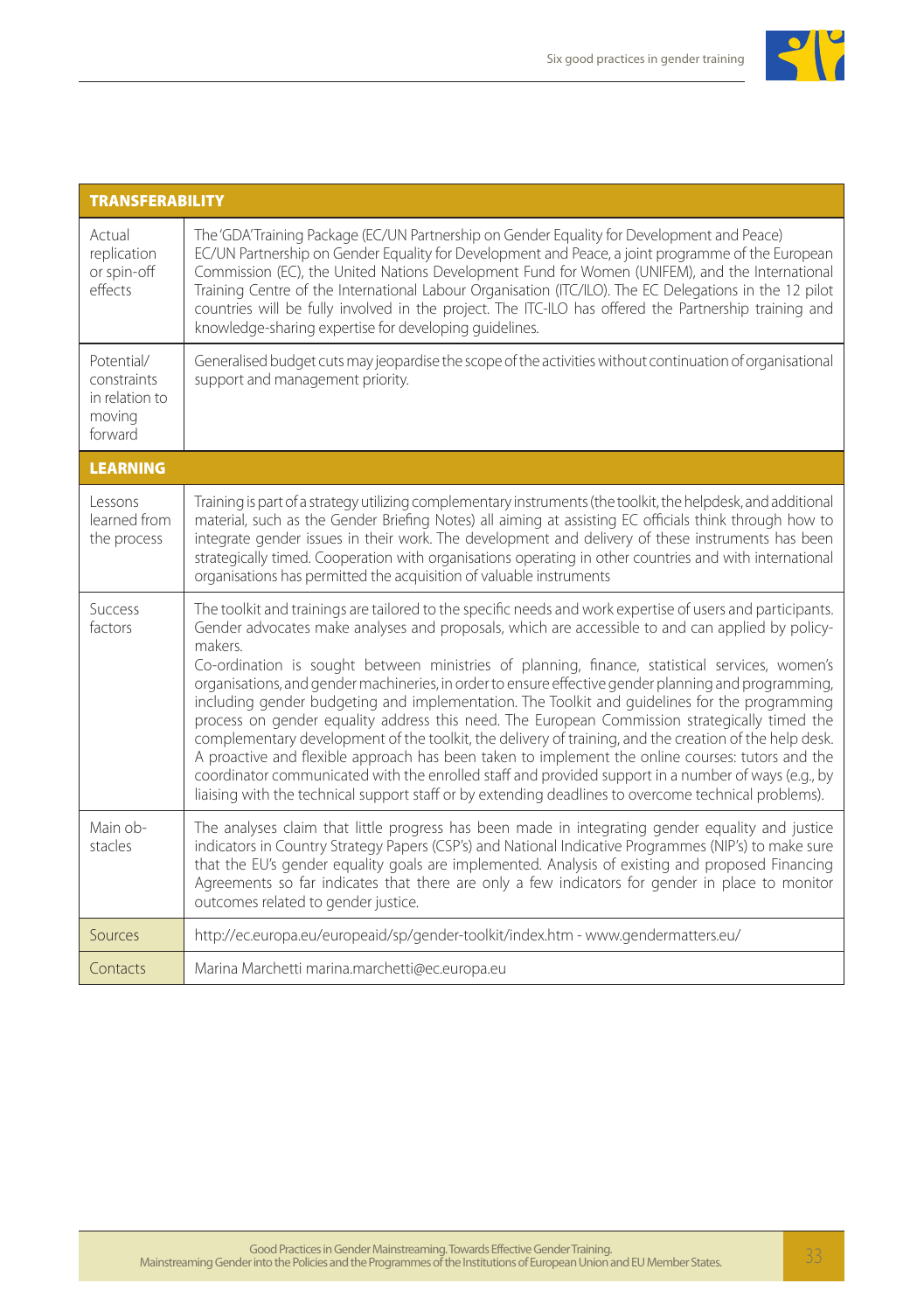| TRANSFERABILITY | |
|---|---|
| Actual replication or spin-off effects | The 'GDA' Training Package (EC/UN Partnership on Gender Equality for Development and Peace) EC/UN Partnership on Gender Equality for Development and Peace, a joint programme of the European Commission (EC), the United Nations Development Fund for Women (UNIFEM), and the International Training Centre of the International Labour Organisation (ITC/ILO). The EC Delegations in the 12 pilot countries will be fully involved in the project. The ITC-ILO has offered the Partnership training and knowledge-sharing expertise for developing guidelines. |
| Potential/ constraints in relation to moving forward | Generalised budget cuts may jeopardise the scope of the activities without continuation of organisational support and management priority. |
| **LEARNING** | |
| Lessons learned from the process | Training is part of a strategy utilizing complementary instruments (the toolkit, the helpdesk, and additional material, such as the Gender Briefing Notes) all aiming at assisting EC officials think through how to integrate gender issues in their work. The development and delivery of these instruments has been strategically timed. Cooperation with organisations operating in other countries and with international organisations has permitted the acquisition of valuable instruments |
| Success factors | The toolkit and trainings are tailored to the specific needs and work expertise of users and participants. Gender advocates make analyses and proposals, which are accessible to and can applied by policy-makers.<br>Co-ordination is sought between ministries of planning, finance, statistical services, women's organisations, and gender machineries, in order to ensure effective gender planning and programming, including gender budgeting and implementation. The Toolkit and guidelines for the programming process on gender equality address this need. The European Commission strategically timed the complementary development of the toolkit, the delivery of training, and the creation of the help desk. A proactive and flexible approach has been taken to implement the online courses: tutors and the coordinator communicated with the enrolled staff and provided support in a number of ways (e.g., by liaising with the technical support staff or by extending deadlines to overcome technical problems). |
| Main obstacles | The analyses claim that little progress has been made in integrating gender equality and justice indicators in Country Strategy Papers (CSP's) and National Indicative Programmes (NIP's) to make sure that the EU's gender equality goals are implemented. Analysis of existing and proposed Financing Agreements so far indicates that there are only a few indicators for gender in place to monitor outcomes related to gender justice. |
| Sources | http://ec.europa.eu/europeaid/sp/gender-toolkit/index.htm - www.gendermatters.eu/ |
| Contacts | Marina Marchetti marina.marchetti@ec.europa.eu |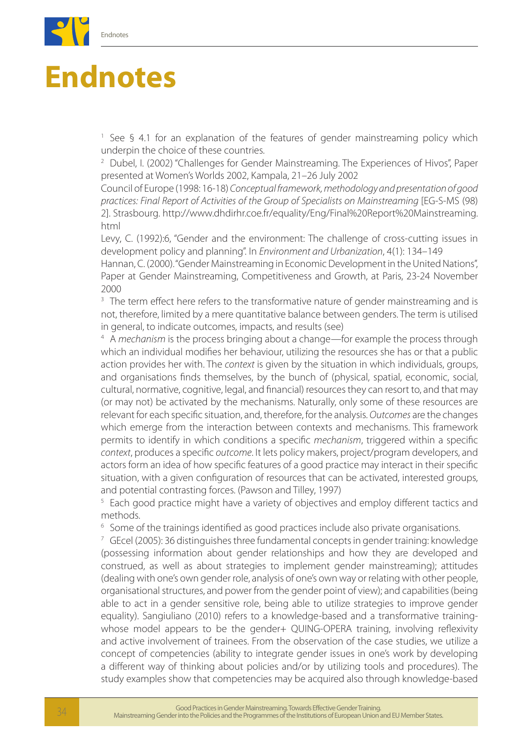# Endnotes

[1] See § 4.1 for an explanation of the features of gender mainstreaming policy which underpin the choice of these countries.

[2] Dubel, I. (2002) "Challenges for Gender Mainstreaming. The Experiences of Hivos", Paper presented at Women's Worlds 2002, Kampala, 21–26 July 2002

Council of Europe (1998: 16-18) *Conceptual framework, methodology and presentation of good practices: Final Report of Activities of the Group of Specialists on Mainstreaming* [EG-S-MS (98) 2]. Strasbourg. http://www.dhdirhr.coe.fr/equality/Eng/Final%20Report%20Mainstreaming.html

Levy, C. (1992):6, "Gender and the environment: The challenge of cross-cutting issues in development policy and planning". In *Environment and Urbanization*, 4(1): 134–149

Hannan, C. (2000). "Gender Mainstreaming in Economic Development in the United Nations", Paper at Gender Mainstreaming, Competitiveness and Growth, at Paris, 23-24 November 2000

[3] The term effect here refers to the transformative nature of gender mainstreaming and is not, therefore, limited by a mere quantitative balance between genders. The term is utilised in general, to indicate outcomes, impacts, and results (see)

[4] A *mechanism* is the process bringing about a change—for example the process through which an individual modifies her behaviour, utilizing the resources she has or that a public action provides her with. The *context* is given by the situation in which individuals, groups, and organisations finds themselves, by the bunch of (physical, spatial, economic, social, cultural, normative, cognitive, legal, and financial) resources they can resort to, and that may (or may not) be activated by the mechanisms. Naturally, only some of these resources are relevant for each specific situation, and, therefore, for the analysis. *Outcomes* are the changes which emerge from the interaction between contexts and mechanisms. This framework permits to identify in which conditions a specific *mechanism*, triggered within a specific *context*, produces a specific *outcome*. It lets policy makers, project/program developers, and actors form an idea of how specific features of a good practice may interact in their specific situation, with a given configuration of resources that can be activated, interested groups, and potential contrasting forces. (Pawson and Tilley, 1997)

[5] Each good practice might have a variety of objectives and employ different tactics and methods.

[6] Some of the trainings identified as good practices include also private organisations.

[7] GEcel (2005): 36 distinguishes three fundamental concepts in gender training: knowledge (possessing information about gender relationships and how they are developed and construed, as well as about strategies to implement gender mainstreaming); attitudes (dealing with one's own gender role, analysis of one's own way or relating with other people, organisational structures, and power from the gender point of view); and capabilities (being able to act in a gender sensitive role, being able to utilize strategies to improve gender equality). Sangiuliano (2010) refers to a knowledge-based and a transformative training-whose model appears to be the gender+ QUING-OPERA training, involving reflexivity and active involvement of trainees. From the observation of the case studies, we utilize a concept of competencies (ability to integrate gender issues in one's work by developing a different way of thinking about policies and/or by utilizing tools and procedures). The study examples show that competencies may be acquired also through knowledge-based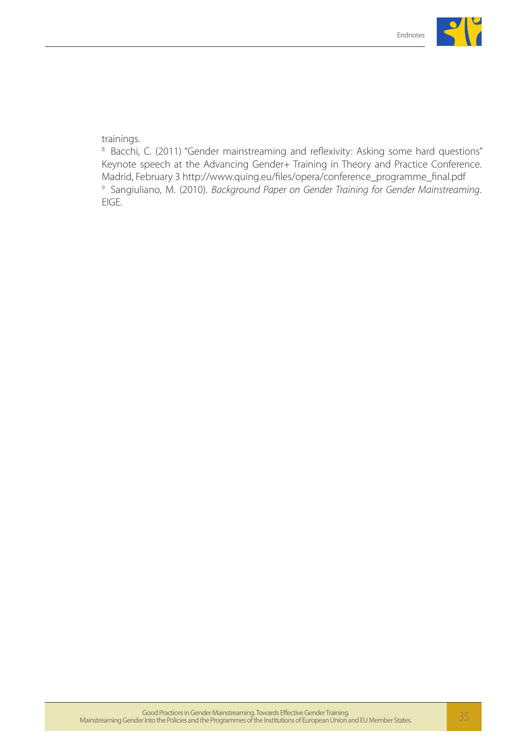trainings.

[8] Bacchi, C. (2011) "Gender mainstreaming and reflexivity: Asking some hard questions" Keynote speech at the Advancing Gender+ Training in Theory and Practice Conference. Madrid, February 3 http://www.quing.eu/files/opera/conference_programme_final.pdf

[9] Sangiuliano, M. (2010). *Background Paper on Gender Training for Gender Mainstreaming*. EIGE.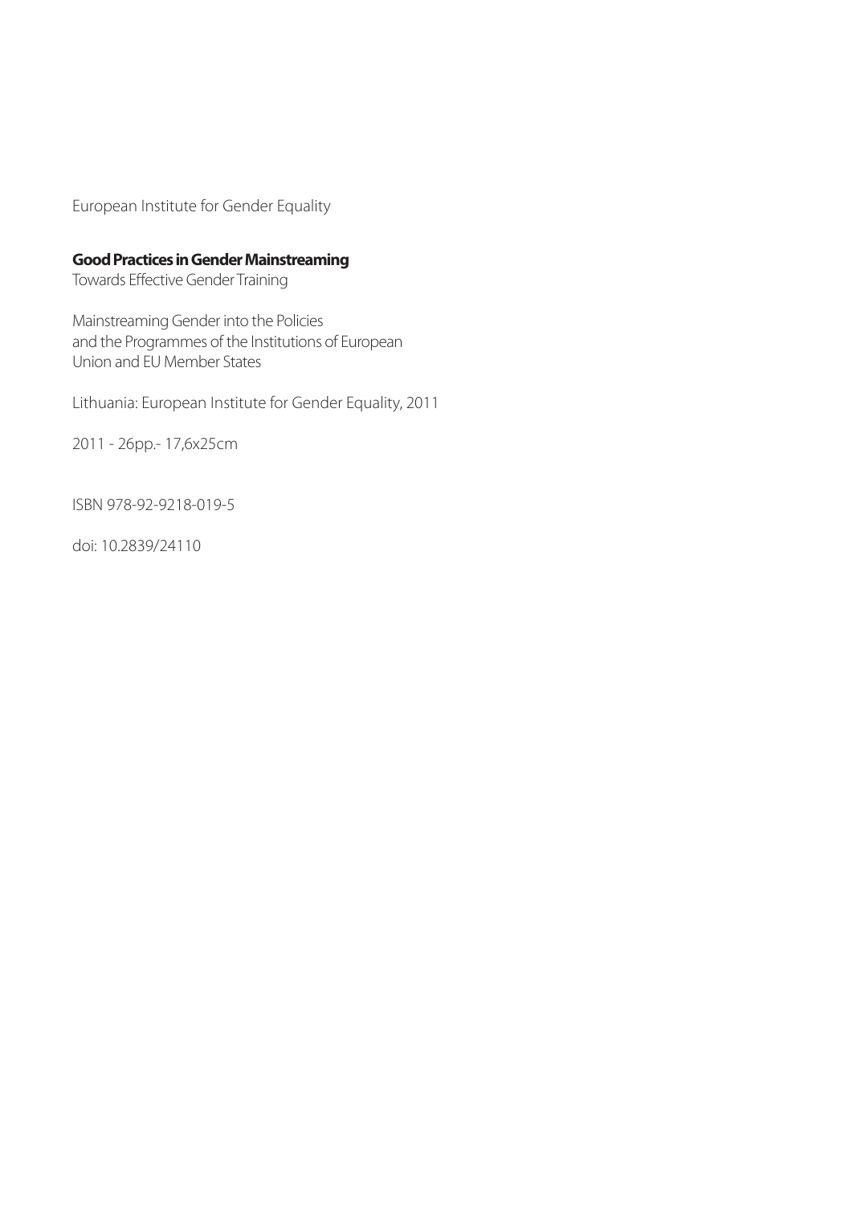European Institute for Gender Equality

**Good Practices in Gender Mainstreaming**
Towards Effective Gender Training

Mainstreaming Gender into the Policies
and the Programmes of the Institutions of European
Union and EU Member States

Lithuania: European Institute for Gender Equality, 2011

2011 - 26pp.- 17,6x25cm

ISBN 978-92-9218-019-5

doi: 10.2839/24110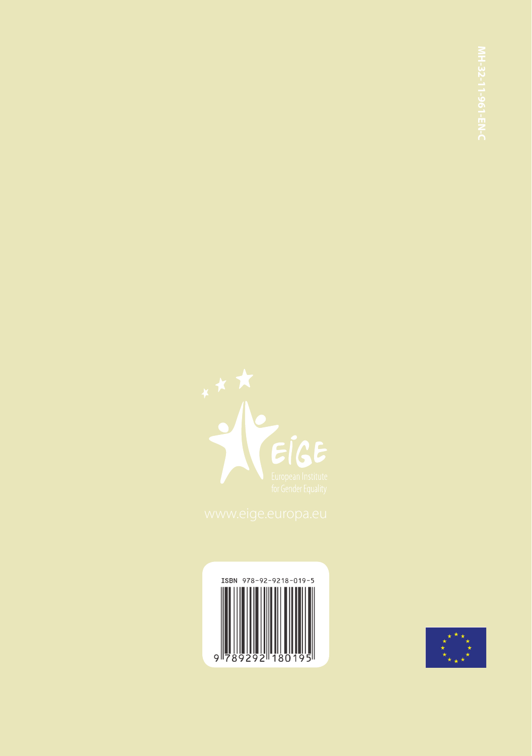MH-32-11-961-EN-C

EIGE

European Institute for Gender Equality

www.eige.europa.eu

ISBN 978-92-9218-019-5

9 789292 180195